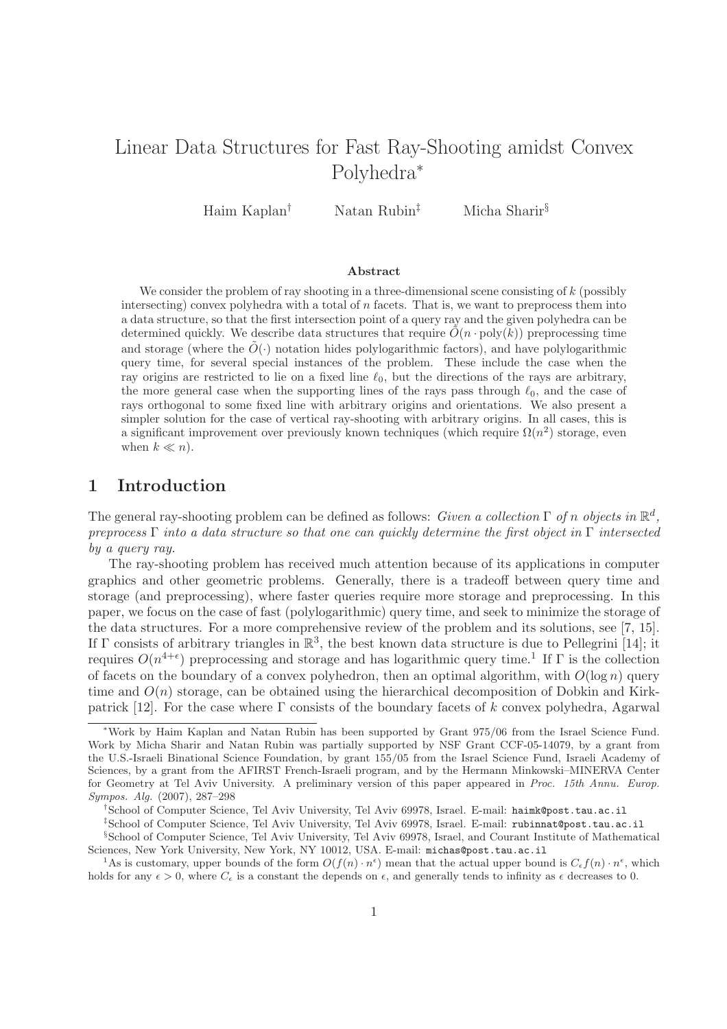# Linear Data Structures for Fast Ray-Shooting amidst Convex Polyhedra*

Haim Kaplan[†] Natan Rubin[‡] Micha Sharir[§]

### Abstract

We consider the problem of ray shooting in a three-dimensional scene consisting of $k$ (possibly intersecting) convex polyhedra with a total of $n$ facets. That is, we want to preprocess them into a data structure, so that the first intersection point of a query ray and the given polyhedra can be determined quickly. We describe data structures that require $\tilde{O}(n \cdot \mathrm{poly}(k))$ preprocessing time and storage (where the $\tilde{O}(\cdot)$ notation hides polylogarithmic factors), and have polylogarithmic query time, for several special instances of the problem. These include the case when the ray origins are restricted to lie on a fixed line $\ell_0$, but the directions of the rays are arbitrary, the more general case when the supporting lines of the rays pass through $\ell_0$, and the case of rays orthogonal to some fixed line with arbitrary origins and orientations. We also present a simpler solution for the case of vertical ray-shooting with arbitrary origins. In all cases, this is a significant improvement over previously known techniques (which require $\Omega(n^2)$ storage, even when $k \ll n$).

## 1 Introduction

The general ray-shooting problem can be defined as follows: *Given a collection $\Gamma$ of $n$ objects in $\mathbb{R}^d$, preprocess $\Gamma$ into a data structure so that one can quickly determine the first object in $\Gamma$ intersected by a query ray.*

The ray-shooting problem has received much attention because of its applications in computer graphics and other geometric problems. Generally, there is a tradeoff between query time and storage (and preprocessing), where faster queries require more storage and preprocessing. In this paper, we focus on the case of fast (polylogarithmic) query time, and seek to minimize the storage of the data structures. For a more comprehensive review of the problem and its solutions, see [7, 15]. If $\Gamma$ consists of arbitrary triangles in $\mathbb{R}^3$, the best known data structure is due to Pellegrini [14]; it requires $O(n^{4+\epsilon})$ preprocessing and storage and has logarithmic query time.[1] If $\Gamma$ is the collection of facets on the boundary of a convex polyhedron, then an optimal algorithm, with $O(\log n)$ query time and $O(n)$ storage, can be obtained using the hierarchical decomposition of Dobkin and Kirkpatrick [12]. For the case where $\Gamma$ consists of the boundary facets of $k$ convex polyhedra, Agarwal

---

*Work by Haim Kaplan and Natan Rubin has been supported by Grant 975/06 from the Israel Science Fund. Work by Micha Sharir and Natan Rubin was partially supported by NSF Grant CCF-05-14079, by a grant from the U.S.-Israeli Binational Science Foundation, by grant 155/05 from the Israel Science Fund, Israeli Academy of Sciences, by a grant from the AFIRST French-Israeli program, and by the Hermann Minkowski–MINERVA Center for Geometry at Tel Aviv University. A preliminary version of this paper appeared in *Proc. 15th Annu. Europ. Sympos. Alg.* (2007), 287–298

[†]School of Computer Science, Tel Aviv University, Tel Aviv 69978, Israel. E-mail: haimk@post.tau.ac.il

[‡]School of Computer Science, Tel Aviv University, Tel Aviv 69978, Israel. E-mail: rubinnat@post.tau.ac.il

[§]School of Computer Science, Tel Aviv University, Tel Aviv 69978, Israel, and Courant Institute of Mathematical Sciences, New York University, New York, NY 10012, USA. E-mail: michas@post.tau.ac.il

[1]As is customary, upper bounds of the form $O(f(n) \cdot n^{\epsilon})$ mean that the actual upper bound is $C_{\epsilon} f(n) \cdot n^{\epsilon}$, which holds for any $\epsilon > 0$, where $C_{\epsilon}$ is a constant the depends on $\epsilon$, and generally tends to infinity as $\epsilon$ decreases to 0.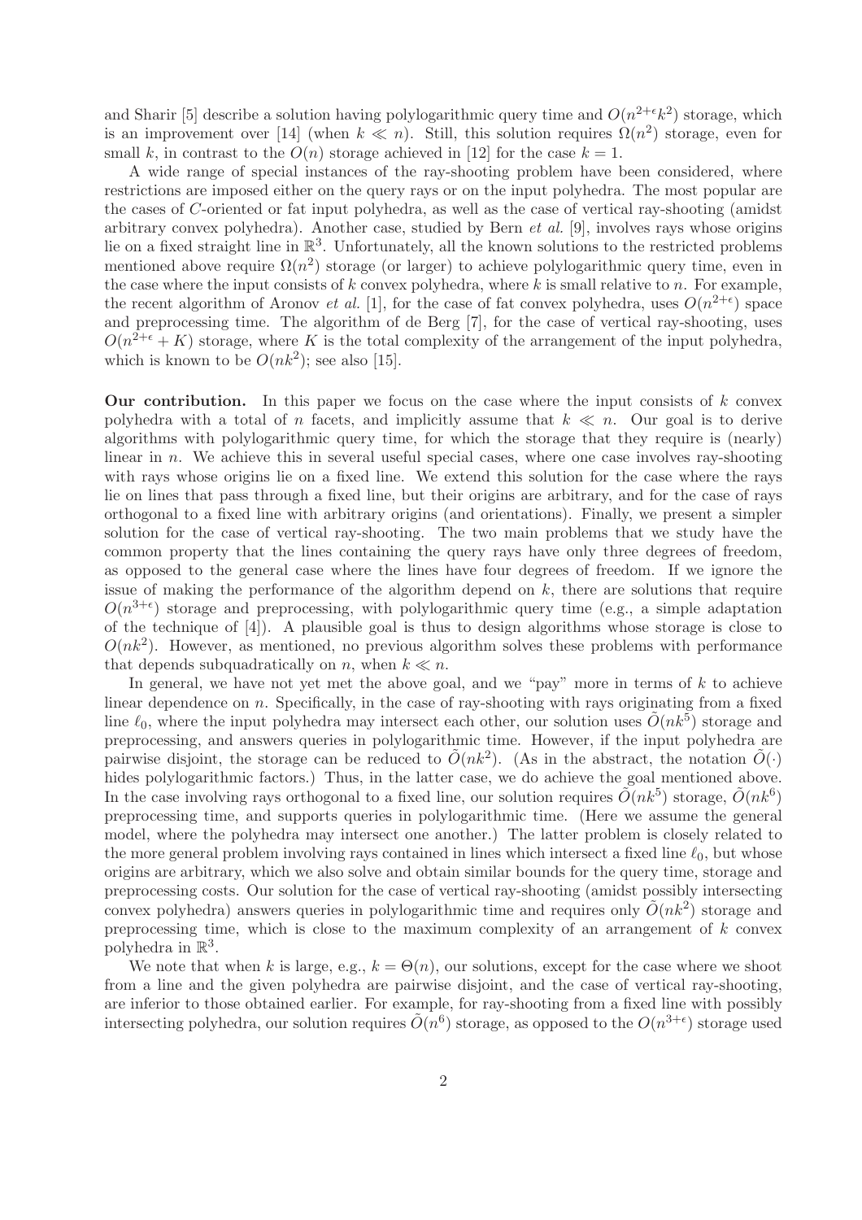and Sharir [5] describe a solution having polylogarithmic query time and $O(n^{2+\epsilon}k^2)$ storage, which is an improvement over [14] (when $k \ll n$). Still, this solution requires $\Omega(n^2)$ storage, even for small $k$, in contrast to the $O(n)$ storage achieved in [12] for the case $k = 1$.

A wide range of special instances of the ray-shooting problem have been considered, where restrictions are imposed either on the query rays or on the input polyhedra. The most popular are the cases of $C$-oriented or fat input polyhedra, as well as the case of vertical ray-shooting (amidst arbitrary convex polyhedra). Another case, studied by Bern *et al.* [9], involves rays whose origins lie on a fixed straight line in $\mathbb{R}^3$. Unfortunately, all the known solutions to the restricted problems mentioned above require $\Omega(n^2)$ storage (or larger) to achieve polylogarithmic query time, even in the case where the input consists of $k$ convex polyhedra, where $k$ is small relative to $n$. For example, the recent algorithm of Aronov *et al.* [1], for the case of fat convex polyhedra, uses $O(n^{2+\epsilon})$ space and preprocessing time. The algorithm of de Berg [7], for the case of vertical ray-shooting, uses $O(n^{2+\epsilon} + K)$ storage, where $K$ is the total complexity of the arrangement of the input polyhedra, which is known to be $O(nk^2)$; see also [15].

**Our contribution.** In this paper we focus on the case where the input consists of $k$ convex polyhedra with a total of $n$ facets, and implicitly assume that $k \ll n$. Our goal is to derive algorithms with polylogarithmic query time, for which the storage that they require is (nearly) linear in $n$. We achieve this in several useful special cases, where one case involves ray-shooting with rays whose origins lie on a fixed line. We extend this solution for the case where the rays lie on lines that pass through a fixed line, but their origins are arbitrary, and for the case of rays orthogonal to a fixed line with arbitrary origins (and orientations). Finally, we present a simpler solution for the case of vertical ray-shooting. The two main problems that we study have the common property that the lines containing the query rays have only three degrees of freedom, as opposed to the general case where the lines have four degrees of freedom. If we ignore the issue of making the performance of the algorithm depend on $k$, there are solutions that require $O(n^{3+\epsilon})$ storage and preprocessing, with polylogarithmic query time (e.g., a simple adaptation of the technique of [4]). A plausible goal is thus to design algorithms whose storage is close to $O(nk^2)$. However, as mentioned, no previous algorithm solves these problems with performance that depends subquadratically on $n$, when $k \ll n$.

In general, we have not yet met the above goal, and we "pay" more in terms of $k$ to achieve linear dependence on $n$. Specifically, in the case of ray-shooting with rays originating from a fixed line $\ell_0$, where the input polyhedra may intersect each other, our solution uses $\tilde{O}(nk^5)$ storage and preprocessing, and answers queries in polylogarithmic time. However, if the input polyhedra are pairwise disjoint, the storage can be reduced to $\tilde{O}(nk^2)$. (As in the abstract, the notation $\tilde{O}(\cdot)$ hides polylogarithmic factors.) Thus, in the latter case, we do achieve the goal mentioned above. In the case involving rays orthogonal to a fixed line, our solution requires $\tilde{O}(nk^5)$ storage, $\tilde{O}(nk^6)$ preprocessing time, and supports queries in polylogarithmic time. (Here we assume the general model, where the polyhedra may intersect one another.) The latter problem is closely related to the more general problem involving rays contained in lines which intersect a fixed line $\ell_0$, but whose origins are arbitrary, which we also solve and obtain similar bounds for the query time, storage and preprocessing costs. Our solution for the case of vertical ray-shooting (amidst possibly intersecting convex polyhedra) answers queries in polylogarithmic time and requires only $\tilde{O}(nk^2)$ storage and preprocessing time, which is close to the maximum complexity of an arrangement of $k$ convex polyhedra in $\mathbb{R}^3$.

We note that when $k$ is large, e.g., $k = \Theta(n)$, our solutions, except for the case where we shoot from a line and the given polyhedra are pairwise disjoint, and the case of vertical ray-shooting, are inferior to those obtained earlier. For example, for ray-shooting from a fixed line with possibly intersecting polyhedra, our solution requires $\tilde{O}(n^6)$ storage, as opposed to the $O(n^{3+\epsilon})$ storage used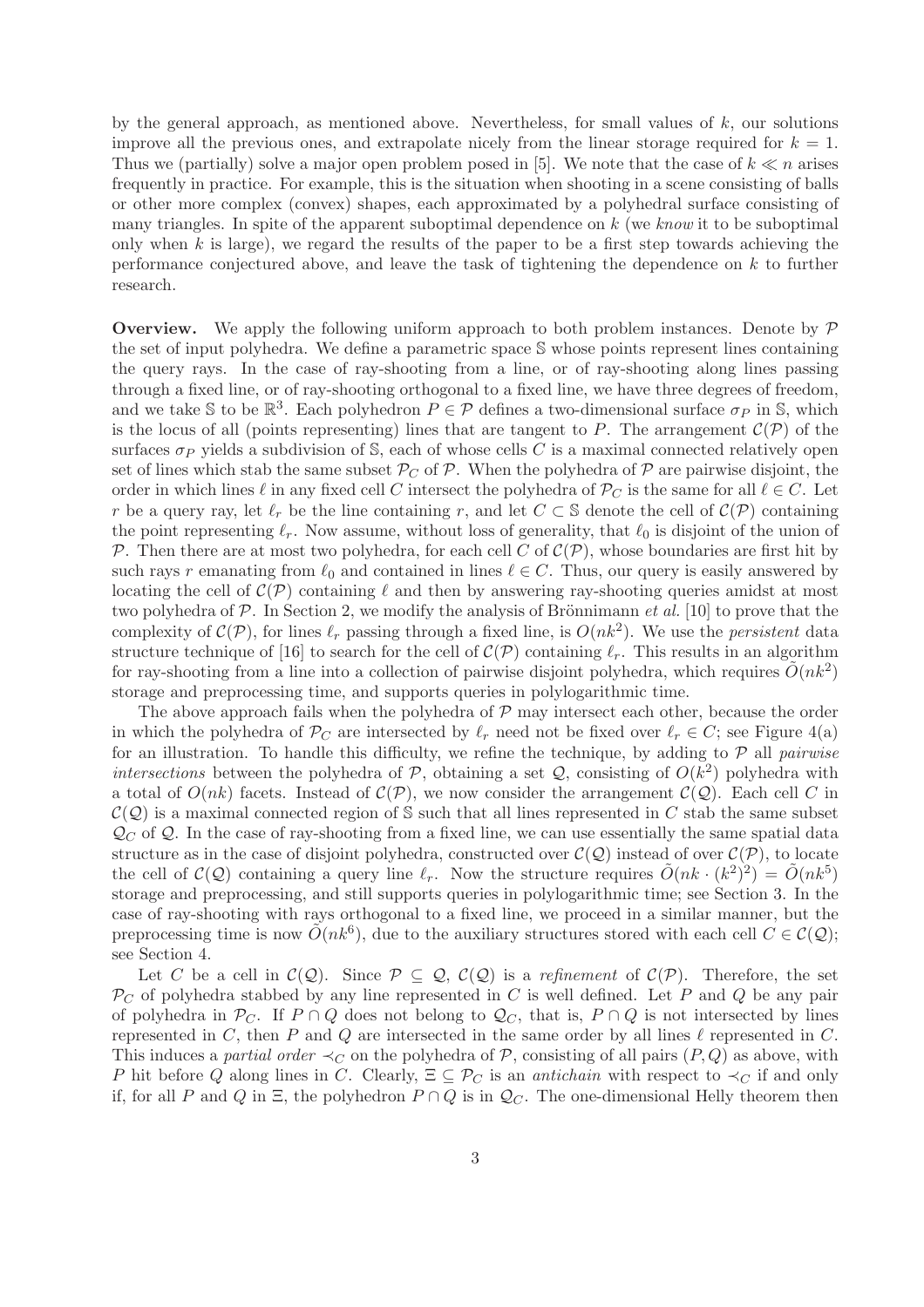by the general approach, as mentioned above. Nevertheless, for small values of $k$, our solutions improve all the previous ones, and extrapolate nicely from the linear storage required for $k = 1$. Thus we (partially) solve a major open problem posed in [5]. We note that the case of $k \ll n$ arises frequently in practice. For example, this is the situation when shooting in a scene consisting of balls or other more complex (convex) shapes, each approximated by a polyhedral surface consisting of many triangles. In spite of the apparent suboptimal dependence on $k$ (we *know* it to be suboptimal only when $k$ is large), we regard the results of the paper to be a first step towards achieving the performance conjectured above, and leave the task of tightening the dependence on $k$ to further research.

**Overview.** We apply the following uniform approach to both problem instances. Denote by $\mathcal{P}$ the set of input polyhedra. We define a parametric space $\mathbb{S}$ whose points represent lines containing the query rays. In the case of ray-shooting from a line, or of ray-shooting along lines passing through a fixed line, or of ray-shooting orthogonal to a fixed line, we have three degrees of freedom, and we take $\mathbb{S}$ to be $\mathbb{R}^3$. Each polyhedron $P \in \mathcal{P}$ defines a two-dimensional surface $\sigma_P$ in $\mathbb{S}$, which is the locus of all (points representing) lines that are tangent to $P$. The arrangement $\mathcal{C}(\mathcal{P})$ of the surfaces $\sigma_P$ yields a subdivision of $\mathbb{S}$, each of whose cells $C$ is a maximal connected relatively open set of lines which stab the same subset $\mathcal{P}_C$ of $\mathcal{P}$. When the polyhedra of $\mathcal{P}$ are pairwise disjoint, the order in which lines $\ell$ in any fixed cell $C$ intersect the polyhedra of $\mathcal{P}_C$ is the same for all $\ell \in C$. Let $r$ be a query ray, let $\ell_r$ be the line containing $r$, and let $C \subset \mathbb{S}$ denote the cell of $\mathcal{C}(\mathcal{P})$ containing the point representing $\ell_r$. Now assume, without loss of generality, that $\ell_0$ is disjoint of the union of $\mathcal{P}$. Then there are at most two polyhedra, for each cell $C$ of $\mathcal{C}(\mathcal{P})$, whose boundaries are first hit by such rays $r$ emanating from $\ell_0$ and contained in lines $\ell \in C$. Thus, our query is easily answered by locating the cell of $\mathcal{C}(\mathcal{P})$ containing $\ell$ and then by answering ray-shooting queries amidst at most two polyhedra of $\mathcal{P}$. In Section 2, we modify the analysis of Brönnimann *et al.* [10] to prove that the complexity of $\mathcal{C}(\mathcal{P})$, for lines $\ell_r$ passing through a fixed line, is $O(nk^2)$. We use the *persistent* data structure technique of [16] to search for the cell of $\mathcal{C}(\mathcal{P})$ containing $\ell_r$. This results in an algorithm for ray-shooting from a line into a collection of pairwise disjoint polyhedra, which requires $\tilde{O}(nk^2)$ storage and preprocessing time, and supports queries in polylogarithmic time.

The above approach fails when the polyhedra of $\mathcal{P}$ may intersect each other, because the order in which the polyhedra of $\mathcal{P}_C$ are intersected by $\ell_r$ need not be fixed over $\ell_r \in C$; see Figure 4(a) for an illustration. To handle this difficulty, we refine the technique, by adding to $\mathcal{P}$ all *pairwise intersections* between the polyhedra of $\mathcal{P}$, obtaining a set $\mathcal{Q}$, consisting of $O(k^2)$ polyhedra with a total of $O(nk)$ facets. Instead of $\mathcal{C}(\mathcal{P})$, we now consider the arrangement $\mathcal{C}(\mathcal{Q})$. Each cell $C$ in $\mathcal{C}(\mathcal{Q})$ is a maximal connected region of $\mathbb{S}$ such that all lines represented in $C$ stab the same subset $\mathcal{Q}_C$ of $\mathcal{Q}$. In the case of ray-shooting from a fixed line, we can use essentially the same spatial data structure as in the case of disjoint polyhedra, constructed over $\mathcal{C}(\mathcal{Q})$ instead of over $\mathcal{C}(\mathcal{P})$, to locate the cell of $\mathcal{C}(\mathcal{Q})$ containing a query line $\ell_r$. Now the structure requires $\tilde{O}(nk \cdot (k^2)^2) = \tilde{O}(nk^5)$ storage and preprocessing, and still supports queries in polylogarithmic time; see Section 3. In the case of ray-shooting with rays orthogonal to a fixed line, we proceed in a similar manner, but the preprocessing time is now $\tilde{O}(nk^6)$, due to the auxiliary structures stored with each cell $C \in \mathcal{C}(\mathcal{Q})$; see Section 4.

Let $C$ be a cell in $\mathcal{C}(\mathcal{Q})$. Since $\mathcal{P} \subseteq \mathcal{Q}$, $\mathcal{C}(\mathcal{Q})$ is a *refinement* of $\mathcal{C}(\mathcal{P})$. Therefore, the set $\mathcal{P}_C$ of polyhedra stabbed by any line represented in $C$ is well defined. Let $P$ and $Q$ be any pair of polyhedra in $\mathcal{P}_C$. If $P \cap Q$ does not belong to $\mathcal{Q}_C$, that is, $P \cap Q$ is not intersected by lines represented in $C$, then $P$ and $Q$ are intersected in the same order by all lines $\ell$ represented in $C$. This induces a *partial order* $\prec_C$ on the polyhedra of $\mathcal{P}$, consisting of all pairs $(P, Q)$ as above, with $P$ hit before $Q$ along lines in $C$. Clearly, $\Xi \subseteq \mathcal{P}_C$ is an *antichain* with respect to $\prec_C$ if and only if, for all $P$ and $Q$ in $\Xi$, the polyhedron $P \cap Q$ is in $\mathcal{Q}_C$. The one-dimensional Helly theorem then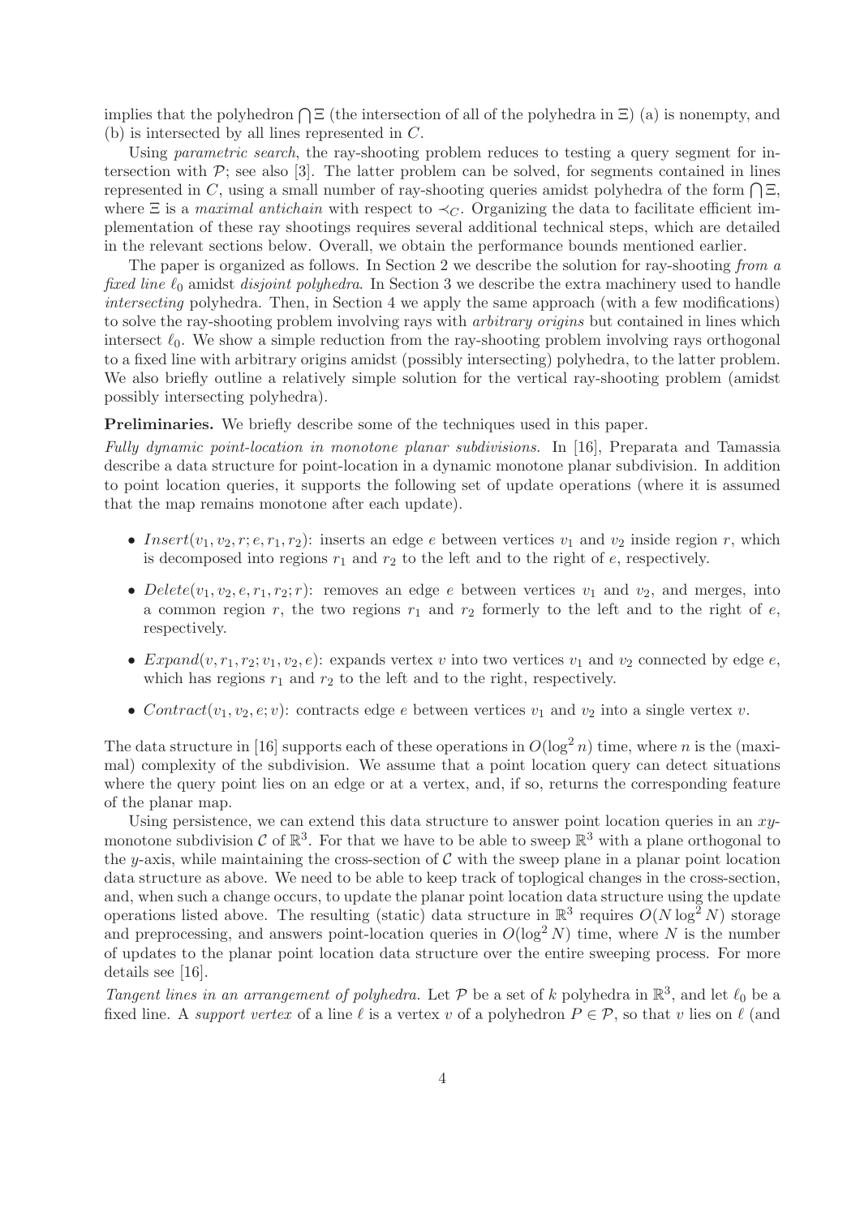implies that the polyhedron $\bigcap \Xi$ (the intersection of all of the polyhedra in $\Xi$) (a) is nonempty, and (b) is intersected by all lines represented in $C$.

Using *parametric search*, the ray-shooting problem reduces to testing a query segment for intersection with $\mathcal{P}$; see also [3]. The latter problem can be solved, for segments contained in lines represented in $C$, using a small number of ray-shooting queries amidst polyhedra of the form $\bigcap \Xi$, where $\Xi$ is a *maximal antichain* with respect to $\prec_C$. Organizing the data to facilitate efficient implementation of these ray shootings requires several additional technical steps, which are detailed in the relevant sections below. Overall, we obtain the performance bounds mentioned earlier.

The paper is organized as follows. In Section 2 we describe the solution for ray-shooting *from a fixed line* $\ell_0$ amidst *disjoint polyhedra*. In Section 3 we describe the extra machinery used to handle *intersecting* polyhedra. Then, in Section 4 we apply the same approach (with a few modifications) to solve the ray-shooting problem involving rays with *arbitrary origins* but contained in lines which intersect $\ell_0$. We show a simple reduction from the ray-shooting problem involving rays orthogonal to a fixed line with arbitrary origins amidst (possibly intersecting) polyhedra, to the latter problem. We also briefly outline a relatively simple solution for the vertical ray-shooting problem (amidst possibly intersecting polyhedra).

**Preliminaries.** We briefly describe some of the techniques used in this paper.

*Fully dynamic point-location in monotone planar subdivisions.* In [16], Preparata and Tamassia describe a data structure for point-location in a dynamic monotone planar subdivision. In addition to point location queries, it supports the following set of update operations (where it is assumed that the map remains monotone after each update).

- $Insert(v_1, v_2, r; e, r_1, r_2)$: inserts an edge $e$ between vertices $v_1$ and $v_2$ inside region $r$, which is decomposed into regions $r_1$ and $r_2$ to the left and to the right of $e$, respectively.
- $Delete(v_1, v_2, e, r_1, r_2; r)$: removes an edge $e$ between vertices $v_1$ and $v_2$, and merges, into a common region $r$, the two regions $r_1$ and $r_2$ formerly to the left and to the right of $e$, respectively.
- $Expand(v, r_1, r_2; v_1, v_2, e)$: expands vertex $v$ into two vertices $v_1$ and $v_2$ connected by edge $e$, which has regions $r_1$ and $r_2$ to the left and to the right, respectively.
- $Contract(v_1, v_2, e; v)$: contracts edge $e$ between vertices $v_1$ and $v_2$ into a single vertex $v$.

The data structure in [16] supports each of these operations in $O(\log^2 n)$ time, where $n$ is the (maximal) complexity of the subdivision. We assume that a point location query can detect situations where the query point lies on an edge or at a vertex, and, if so, returns the corresponding feature of the planar map.

Using persistence, we can extend this data structure to answer point location queries in an $xy$-monotone subdivision $\mathcal{C}$ of $\mathbb{R}^3$. For that we have to be able to sweep $\mathbb{R}^3$ with a plane orthogonal to the $y$-axis, while maintaining the cross-section of $\mathcal{C}$ with the sweep plane in a planar point location data structure as above. We need to be able to keep track of toplogical changes in the cross-section, and, when such a change occurs, to update the planar point location data structure using the update operations listed above. The resulting (static) data structure in $\mathbb{R}^3$ requires $O(N \log^2 N)$ storage and preprocessing, and answers point-location queries in $O(\log^2 N)$ time, where $N$ is the number of updates to the planar point location data structure over the entire sweeping process. For more details see [16].

*Tangent lines in an arrangement of polyhedra.* Let $\mathcal{P}$ be a set of $k$ polyhedra in $\mathbb{R}^3$, and let $\ell_0$ be a fixed line. A *support vertex* of a line $\ell$ is a vertex $v$ of a polyhedron $P \in \mathcal{P}$, so that $v$ lies on $\ell$ (and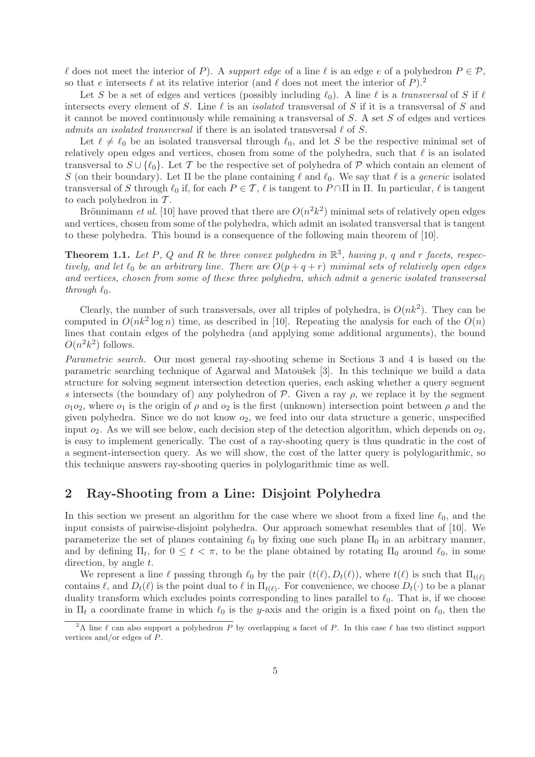$\ell$ does not meet the interior of $P$). A *support edge* of a line $\ell$ is an edge $e$ of a polyhedron $P \in \mathcal{P}$, so that $e$ intersects $\ell$ at its relative interior (and $\ell$ does not meet the interior of $P$).[2]

Let $S$ be a set of edges and vertices (possibly including $\ell_0$). A line $\ell$ is a *transversal* of $S$ if $\ell$ intersects every element of $S$. Line $\ell$ is an *isolated* transversal of $S$ if it is a transversal of $S$ and it cannot be moved continuously while remaining a transversal of $S$. A set $S$ of edges and vertices *admits an isolated transversal* if there is an isolated transversal $\ell$ of $S$.

Let $\ell \neq \ell_0$ be an isolated transversal through $\ell_0$, and let $S$ be the respective minimal set of relatively open edges and vertices, chosen from some of the polyhedra, such that $\ell$ is an isolated transversal to $S \cup \{\ell_0\}$. Let $\mathcal{T}$ be the respective set of polyhedra of $\mathcal{P}$ which contain an element of $S$ (on their boundary). Let $\Pi$ be the plane containing $\ell$ and $\ell_0$. We say that $\ell$ is a *generic* isolated transversal of $S$ through $\ell_0$ if, for each $P \in \mathcal{T}$, $\ell$ is tangent to $P \cap \Pi$ in $\Pi$. In particular, $\ell$ is tangent to each polyhedron in $\mathcal{T}$.

Brönnimann *et al.* [10] have proved that there are $O(n^2k^2)$ minimal sets of relatively open edges and vertices, chosen from some of the polyhedra, which admit an isolated transversal that is tangent to these polyhedra. This bound is a consequence of the following main theorem of [10].

**Theorem 1.1.** *Let $P$, $Q$ and $R$ be three convex polyhedra in $\mathbb{R}^3$, having $p$, $q$ and $r$ facets, respectively, and let $\ell_0$ be an arbitrary line. There are $O(p + q + r)$ minimal sets of relatively open edges and vertices, chosen from some of these three polyhedra, which admit a generic isolated transversal through $\ell_0$.*

Clearly, the number of such transversals, over all triples of polyhedra, is $O(nk^2)$. They can be computed in $O(nk^2 \log n)$ time, as described in [10]. Repeating the analysis for each of the $O(n)$ lines that contain edges of the polyhedra (and applying some additional arguments), the bound $O(n^2k^2)$ follows.

*Parametric search.* Our most general ray-shooting scheme in Sections 3 and 4 is based on the parametric searching technique of Agarwal and Matoušek [3]. In this technique we build a data structure for solving segment intersection detection queries, each asking whether a query segment $s$ intersects (the boundary of) any polyhedron of $\mathcal{P}$. Given a ray $\rho$, we replace it by the segment $o_1o_2$, where $o_1$ is the origin of $\rho$ and $o_2$ is the first (unknown) intersection point between $\rho$ and the given polyhedra. Since we do not know $o_2$, we feed into our data structure a generic, unspecified input $o_2$. As we will see below, each decision step of the detection algorithm, which depends on $o_2$, is easy to implement generically. The cost of a ray-shooting query is thus quadratic in the cost of a segment-intersection query. As we will show, the cost of the latter query is polylogarithmic, so this technique answers ray-shooting queries in polylogarithmic time as well.

## 2 Ray-Shooting from a Line: Disjoint Polyhedra

In this section we present an algorithm for the case where we shoot from a fixed line $\ell_0$, and the input consists of pairwise-disjoint polyhedra. Our approach somewhat resembles that of [10]. We parameterize the set of planes containing $\ell_0$ by fixing one such plane $\Pi_0$ in an arbitrary manner, and by defining $\Pi_t$, for $0 \leq t < \pi$, to be the plane obtained by rotating $\Pi_0$ around $\ell_0$, in some direction, by angle $t$.

We represent a line $\ell$ passing through $\ell_0$ by the pair $(t(\ell), D_t(\ell))$, where $t(\ell)$ is such that $\Pi_{t(\ell)}$ contains $\ell$, and $D_t(\ell)$ is the point dual to $\ell$ in $\Pi_{t(\ell)}$. For convenience, we choose $D_t(\cdot)$ to be a planar duality transform which excludes points corresponding to lines parallel to $\ell_0$. That is, if we choose in $\Pi_t$ a coordinate frame in which $\ell_0$ is the $y$-axis and the origin is a fixed point on $\ell_0$, then the

[2] A line $\ell$ can also support a polyhedron $P$ by overlapping a facet of $P$. In this case $\ell$ has two distinct support vertices and/or edges of $P$.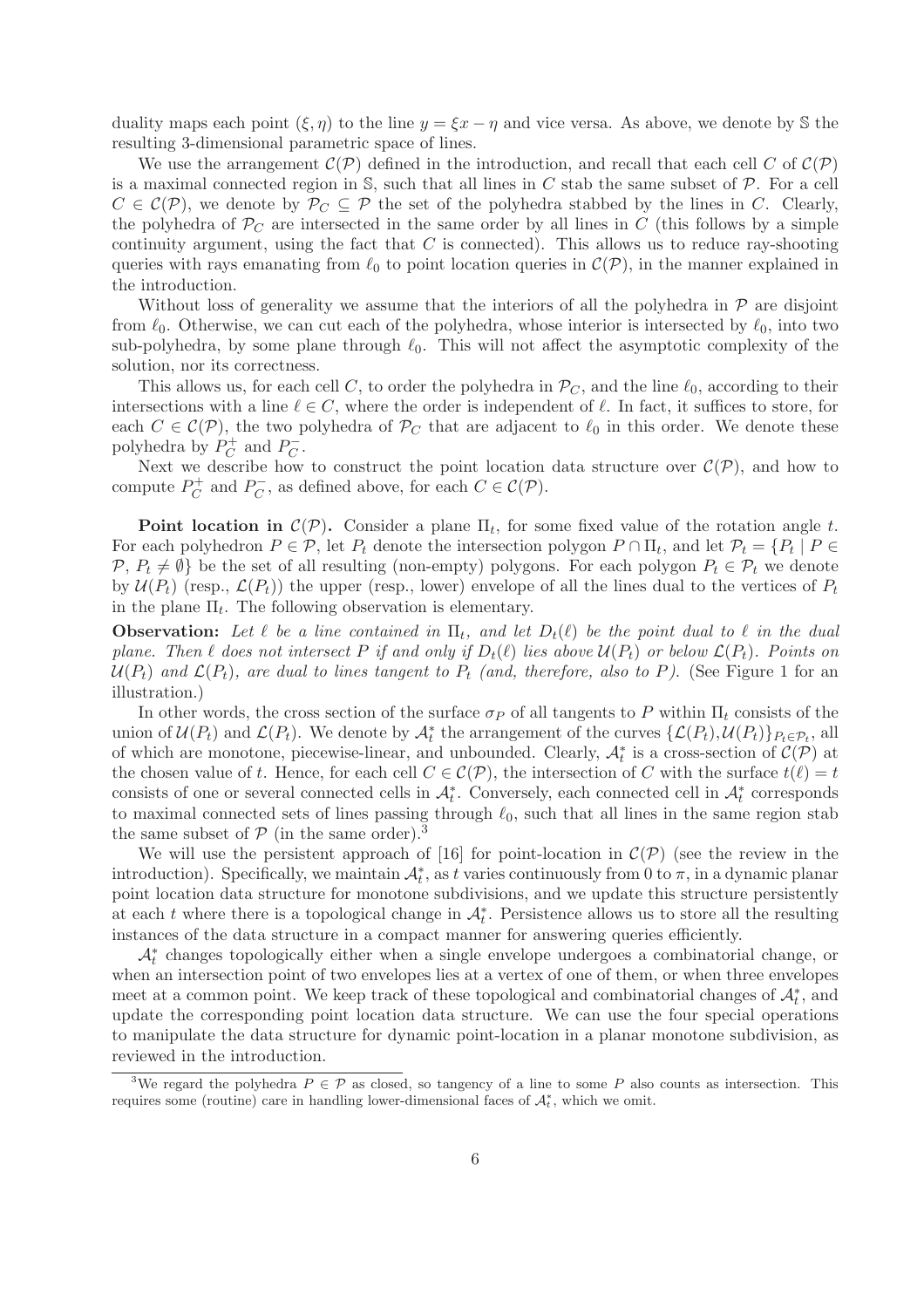duality maps each point $(\xi, \eta)$ to the line $y = \xi x - \eta$ and vice versa. As above, we denote by $\mathbb{S}$ the resulting 3-dimensional parametric space of lines.

We use the arrangement $\mathcal{C}(\mathcal{P})$ defined in the introduction, and recall that each cell $C$ of $\mathcal{C}(\mathcal{P})$ is a maximal connected region in $\mathbb{S}$, such that all lines in $C$ stab the same subset of $\mathcal{P}$. For a cell $C \in \mathcal{C}(\mathcal{P})$, we denote by $\mathcal{P}_C \subseteq \mathcal{P}$ the set of the polyhedra stabbed by the lines in $C$. Clearly, the polyhedra of $\mathcal{P}_C$ are intersected in the same order by all lines in $C$ (this follows by a simple continuity argument, using the fact that $C$ is connected). This allows us to reduce ray-shooting queries with rays emanating from $\ell_0$ to point location queries in $\mathcal{C}(\mathcal{P})$, in the manner explained in the introduction.

Without loss of generality we assume that the interiors of all the polyhedra in $\mathcal{P}$ are disjoint from $\ell_0$. Otherwise, we can cut each of the polyhedra, whose interior is intersected by $\ell_0$, into two sub-polyhedra, by some plane through $\ell_0$. This will not affect the asymptotic complexity of the solution, nor its correctness.

This allows us, for each cell $C$, to order the polyhedra in $\mathcal{P}_C$, and the line $\ell_0$, according to their intersections with a line $\ell \in C$, where the order is independent of $\ell$. In fact, it suffices to store, for each $C \in \mathcal{C}(\mathcal{P})$, the two polyhedra of $\mathcal{P}_C$ that are adjacent to $\ell_0$ in this order. We denote these polyhedra by $P_C^+$ and $P_C^-$.

Next we describe how to construct the point location data structure over $\mathcal{C}(\mathcal{P})$, and how to compute $P_C^+$ and $P_C^-$, as defined above, for each $C \in \mathcal{C}(\mathcal{P})$.

**Point location in $\mathcal{C}(\mathcal{P})$.** Consider a plane $\Pi_t$, for some fixed value of the rotation angle $t$. For each polyhedron $P \in \mathcal{P}$, let $P_t$ denote the intersection polygon $P \cap \Pi_t$, and let $\mathcal{P}_t = \{P_t \mid P \in \mathcal{P}, P_t \neq \emptyset\}$ be the set of all resulting (non-empty) polygons. For each polygon $P_t \in \mathcal{P}_t$ we denote by $\mathcal{U}(P_t)$ (resp., $\mathcal{L}(P_t)$) the upper (resp., lower) envelope of all the lines dual to the vertices of $P_t$ in the plane $\Pi_t$. The following observation is elementary.

**Observation:** *Let $\ell$ be a line contained in $\Pi_t$, and let $D_t(\ell)$ be the point dual to $\ell$ in the dual plane. Then $\ell$ does not intersect $P$ if and only if $D_t(\ell)$ lies above $\mathcal{U}(P_t)$ or below $\mathcal{L}(P_t)$. Points on $\mathcal{U}(P_t)$ and $\mathcal{L}(P_t)$, are dual to lines tangent to $P_t$ (and, therefore, also to $P$).* (See Figure 1 for an illustration.)

In other words, the cross section of the surface $\sigma_P$ of all tangents to $P$ within $\Pi_t$ consists of the union of $\mathcal{U}(P_t)$ and $\mathcal{L}(P_t)$. We denote by $\mathcal{A}_t^*$ the arrangement of the curves $\{\mathcal{L}(P_t), \mathcal{U}(P_t)\}_{P_t \in \mathcal{P}_t}$, all of which are monotone, piecewise-linear, and unbounded. Clearly, $\mathcal{A}_t^*$ is a cross-section of $\mathcal{C}(\mathcal{P})$ at the chosen value of $t$. Hence, for each cell $C \in \mathcal{C}(\mathcal{P})$, the intersection of $C$ with the surface $t(\ell) = t$ consists of one or several connected cells in $\mathcal{A}_t^*$. Conversely, each connected cell in $\mathcal{A}_t^*$ corresponds to maximal connected sets of lines passing through $\ell_0$, such that all lines in the same region stab the same subset of $\mathcal{P}$ (in the same order).[3]

We will use the persistent approach of [16] for point-location in $\mathcal{C}(\mathcal{P})$ (see the review in the introduction). Specifically, we maintain $\mathcal{A}_t^*$, as $t$ varies continuously from 0 to $\pi$, in a dynamic planar point location data structure for monotone subdivisions, and we update this structure persistently at each $t$ where there is a topological change in $\mathcal{A}_t^*$. Persistence allows us to store all the resulting instances of the data structure in a compact manner for answering queries efficiently.

$\mathcal{A}_t^*$ changes topologically either when a single envelope undergoes a combinatorial change, or when an intersection point of two envelopes lies at a vertex of one of them, or when three envelopes meet at a common point. We keep track of these topological and combinatorial changes of $\mathcal{A}_t^*$, and update the corresponding point location data structure. We can use the four special operations to manipulate the data structure for dynamic point-location in a planar monotone subdivision, as reviewed in the introduction.

[3] We regard the polyhedra $P \in \mathcal{P}$ as closed, so tangency of a line to some $P$ also counts as intersection. This requires some (routine) care in handling lower-dimensional faces of $\mathcal{A}_t^*$, which we omit.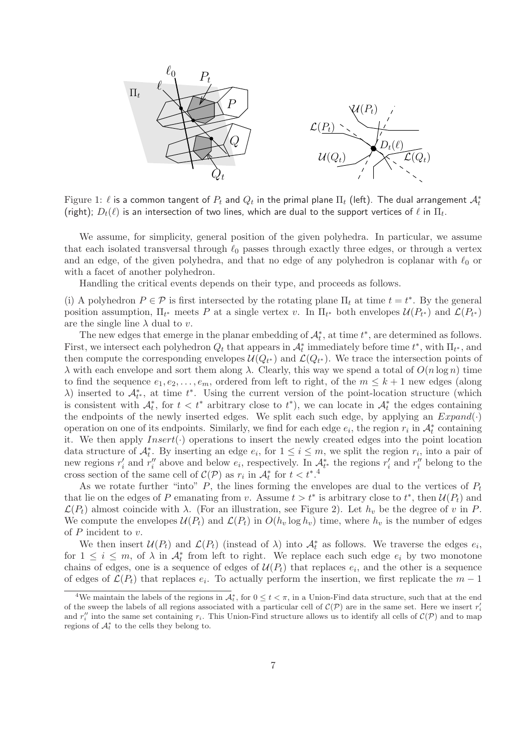Figure 1: $\ell$ is a common tangent of $P_t$ and $Q_t$ in the primal plane $\Pi_t$ (left). The dual arrangement $\mathcal{A}_t^*$ (right); $D_t(\ell)$ is an intersection of two lines, which are dual to the support vertices of $\ell$ in $\Pi_t$.

We assume, for simplicity, general position of the given polyhedra. In particular, we assume that each isolated transversal through $\ell_0$ passes through exactly three edges, or through a vertex and an edge, of the given polyhedra, and that no edge of any polyhedron is coplanar with $\ell_0$ or with a facet of another polyhedron.

Handling the critical events depends on their type, and proceeds as follows.

(i) A polyhedron $P \in \mathcal{P}$ is first intersected by the rotating plane $\Pi_t$ at time $t = t^*$. By the general position assumption, $\Pi_{t^*}$ meets $P$ at a single vertex $v$. In $\Pi_{t^*}$ both envelopes $\mathcal{U}(P_{t^*})$ and $\mathcal{L}(P_{t^*})$ are the single line $\lambda$ dual to $v$.

The new edges that emerge in the planar embedding of $\mathcal{A}_t^*$, at time $t^*$, are determined as follows. First, we intersect each polyhedron $Q_t$ that appears in $\mathcal{A}_t^*$ immediately before time $t^*$, with $\Pi_{t^*}$, and then compute the corresponding envelopes $\mathcal{U}(Q_{t^*})$ and $\mathcal{L}(Q_{t^*})$. We trace the intersection points of $\lambda$ with each envelope and sort them along $\lambda$. Clearly, this way we spend a total of $O(n \log n)$ time to find the sequence $e_1, e_2, \ldots, e_m$, ordered from left to right, of the $m \leq k+1$ new edges (along $\lambda$) inserted to $\mathcal{A}_{t^*}^*$, at time $t^*$. Using the current version of the point-location structure (which is consistent with $\mathcal{A}_t^*$, for $t < t^*$ arbitrary close to $t^*$), we can locate in $\mathcal{A}_t^*$ the edges containing the endpoints of the newly inserted edges. We split each such edge, by applying an $Expand(\cdot)$ operation on one of its endpoints. Similarly, we find for each edge $e_i$, the region $r_i$ in $\mathcal{A}_t^*$ containing it. We then apply $Insert(\cdot)$ operations to insert the newly created edges into the point location data structure of $\mathcal{A}_t^*$. By inserting an edge $e_i$, for $1 \leq i \leq m$, we split the region $r_i$, into a pair of new regions $r_i'$ and $r_i''$ above and below $e_i$, respectively. In $\mathcal{A}_{t^*}^*$ the regions $r_i'$ and $r_i''$ belong to the cross section of the same cell of $\mathcal{C}(\mathcal{P})$ as $r_i$ in $\mathcal{A}_t^*$ for $t < t^*$.[4]

As we rotate further "into" $P$, the lines forming the envelopes are dual to the vertices of $P_t$ that lie on the edges of $P$ emanating from $v$. Assume $t > t^*$ is arbitrary close to $t^*$, then $\mathcal{U}(P_t)$ and $\mathcal{L}(P_t)$ almost coincide with $\lambda$. (For an illustration, see Figure 2). Let $h_v$ be the degree of $v$ in $P$. We compute the envelopes $\mathcal{U}(P_t)$ and $\mathcal{L}(P_t)$ in $O(h_v \log h_v)$ time, where $h_v$ is the number of edges of $P$ incident to $v$.

We then insert $\mathcal{U}(P_t)$ and $\mathcal{L}(P_t)$ (instead of $\lambda$) into $\mathcal{A}_t^*$ as follows. We traverse the edges $e_i$, for $1 \leq i \leq m$, of $\lambda$ in $\mathcal{A}_t^*$ from left to right. We replace each such edge $e_i$ by two monotone chains of edges, one is a sequence of edges of $\mathcal{U}(P_t)$ that replaces $e_i$, and the other is a sequence of edges of $\mathcal{L}(P_t)$ that replaces $e_i$. To actually perform the insertion, we first replicate the $m-1$

[4] We maintain the labels of the regions in $\mathcal{A}_t^*$, for $0 \leq t < \pi$, in a Union-Find data structure, such that at the end of the sweep the labels of all regions associated with a particular cell of $\mathcal{C}(\mathcal{P})$ are in the same set. Here we insert $r_i'$ and $r_i''$ into the same set containing $r_i$. This Union-Find structure allows us to identify all cells of $\mathcal{C}(\mathcal{P})$ and to map regions of $\mathcal{A}_t^*$ to the cells they belong to.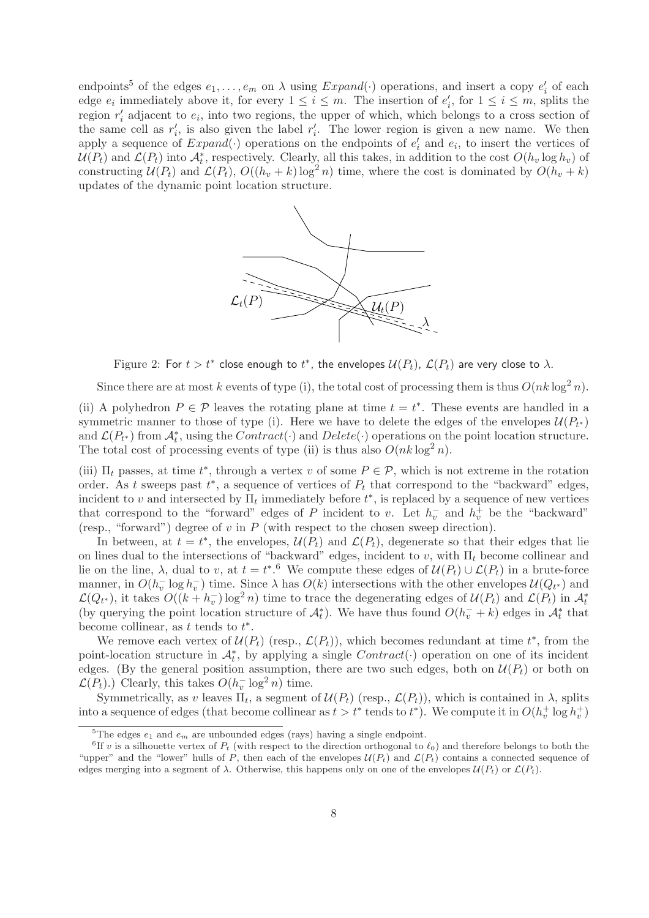endpoints[5] of the edges $e_1, \ldots, e_m$ on $\lambda$ using $Expand(\cdot)$ operations, and insert a copy $e_i'$ of each edge $e_i$ immediately above it, for every $1 \le i \le m$. The insertion of $e_i'$, for $1 \le i \le m$, splits the region $r_i'$ adjacent to $e_i$, into two regions, the upper of which, which belongs to a cross section of the same cell as $r_i'$, is also given the label $r_i'$. The lower region is given a new name. We then apply a sequence of $Expand(\cdot)$ operations on the endpoints of $e_i'$ and $e_i$, to insert the vertices of $\mathcal{U}(P_t)$ and $\mathcal{L}(P_t)$ into $\mathcal{A}_t^*$, respectively. Clearly, all this takes, in addition to the cost $O(h_v \log h_v)$ of constructing $\mathcal{U}(P_t)$ and $\mathcal{L}(P_t)$, $O((h_v + k)\log^2 n)$ time, where the cost is dominated by $O(h_v + k)$ updates of the dynamic point location structure.

Figure 2: For $t > t^*$ close enough to $t^*$, the envelopes $\mathcal{U}(P_t)$, $\mathcal{L}(P_t)$ are very close to $\lambda$.

Since there are at most $k$ events of type (i), the total cost of processing them is thus $O(nk \log^2 n)$.

(ii) A polyhedron $P \in \mathcal{P}$ leaves the rotating plane at time $t = t^*$. These events are handled in a symmetric manner to those of type (i). Here we have to delete the edges of the envelopes $\mathcal{U}(P_{t^*})$ and $\mathcal{L}(P_{t^*})$ from $\mathcal{A}_t^*$, using the $Contract(\cdot)$ and $Delete(\cdot)$ operations on the point location structure. The total cost of processing events of type (ii) is thus also $O(nk \log^2 n)$.

(iii) $\Pi_t$ passes, at time $t^*$, through a vertex $v$ of some $P \in \mathcal{P}$, which is not extreme in the rotation order. As $t$ sweeps past $t^*$, a sequence of vertices of $P_t$ that correspond to the "backward" edges, incident to $v$ and intersected by $\Pi_t$ immediately before $t^*$, is replaced by a sequence of new vertices that correspond to the "forward" edges of $P$ incident to $v$. Let $h_v^-$ and $h_v^+$ be the "backward" (resp., "forward") degree of $v$ in $P$ (with respect to the chosen sweep direction).

In between, at $t = t^*$, the envelopes, $\mathcal{U}(P_t)$ and $\mathcal{L}(P_t)$, degenerate so that their edges that lie on lines dual to the intersections of "backward" edges, incident to $v$, with $\Pi_t$ become collinear and lie on the line, $\lambda$, dual to $v$, at $t = t^*$.[6] We compute these edges of $\mathcal{U}(P_t) \cup \mathcal{L}(P_t)$ in a brute-force manner, in $O(h_v^- \log h_v^-)$ time. Since $\lambda$ has $O(k)$ intersections with the other envelopes $\mathcal{U}(Q_{t^*})$ and $\mathcal{L}(Q_{t^*})$, it takes $O((k + h_v^-)\log^2 n)$ time to trace the degenerating edges of $\mathcal{U}(P_t)$ and $\mathcal{L}(P_t)$ in $\mathcal{A}_t^*$ (by querying the point location structure of $\mathcal{A}_t^*$). We have thus found $O(h_v^- + k)$ edges in $\mathcal{A}_t^*$ that become collinear, as $t$ tends to $t^*$.

We remove each vertex of $\mathcal{U}(P_t)$ (resp., $\mathcal{L}(P_t)$), which becomes redundant at time $t^*$, from the point-location structure in $\mathcal{A}_t^*$, by applying a single $Contract(\cdot)$ operation on one of its incident edges. (By the general position assumption, there are two such edges, both on $\mathcal{U}(P_t)$ or both on $\mathcal{L}(P_t)$.) Clearly, this takes $O(h_v^- \log^2 n)$ time.

Symmetrically, as $v$ leaves $\Pi_t$, a segment of $\mathcal{U}(P_t)$ (resp., $\mathcal{L}(P_t)$), which is contained in $\lambda$, splits into a sequence of edges (that become collinear as $t > t^*$ tends to $t^*$). We compute it in $O(h_v^+ \log h_v^+)$

[5] The edges $e_1$ and $e_m$ are unbounded edges (rays) having a single endpoint.

[6] If $v$ is a silhouette vertex of $P_t$ (with respect to the direction orthogonal to $\ell_0$) and therefore belongs to both the "upper" and the "lower" hulls of $P$, then each of the envelopes $\mathcal{U}(P_t)$ and $\mathcal{L}(P_t)$ contains a connected sequence of edges merging into a segment of $\lambda$. Otherwise, this happens only on one of the envelopes $\mathcal{U}(P_t)$ or $\mathcal{L}(P_t)$.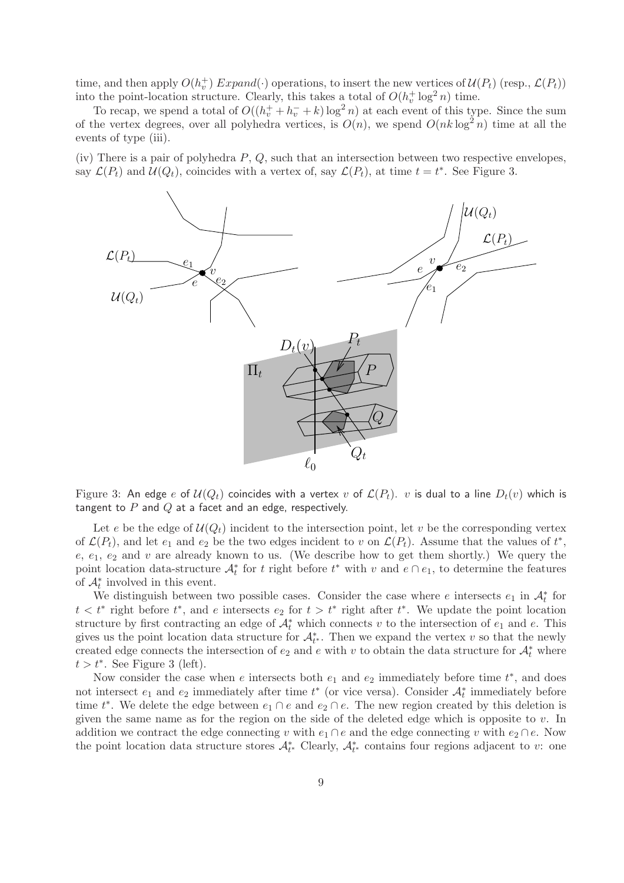time, and then apply $O(h_v^+)$ $Expand(\cdot)$ operations, to insert the new vertices of $\mathcal{U}(P_t)$ (resp., $\mathcal{L}(P_t)$) into the point-location structure. Clearly, this takes a total of $O(h_v^+ \log^2 n)$ time.

To recap, we spend a total of $O((h_v^+ + h_v^- + k)\log^2 n)$ at each event of this type. Since the sum of the vertex degrees, over all polyhedra vertices, is $O(n)$, we spend $O(nk \log^2 n)$ time at all the events of type (iii).

(iv) There is a pair of polyhedra $P$, $Q$, such that an intersection between two respective envelopes, say $\mathcal{L}(P_t)$ and $\mathcal{U}(Q_t)$, coincides with a vertex of, say $\mathcal{L}(P_t)$, at time $t = t^*$. See Figure 3.

Figure 3: An edge $e$ of $\mathcal{U}(Q_t)$ coincides with a vertex $v$ of $\mathcal{L}(P_t)$. $v$ is dual to a line $D_t(v)$ which is tangent to $P$ and $Q$ at a facet and an edge, respectively.

Let $e$ be the edge of $\mathcal{U}(Q_t)$ incident to the intersection point, let $v$ be the corresponding vertex of $\mathcal{L}(P_t)$, and let $e_1$ and $e_2$ be the two edges incident to $v$ on $\mathcal{L}(P_t)$. Assume that the values of $t^*$, $e$, $e_1$, $e_2$ and $v$ are already known to us. (We describe how to get them shortly.) We query the point location data-structure $\mathcal{A}_t^*$ for $t$ right before $t^*$ with $v$ and $e \cap e_1$, to determine the features of $\mathcal{A}_t^*$ involved in this event.

We distinguish between two possible cases. Consider the case where $e$ intersects $e_1$ in $\mathcal{A}_t^*$ for $t < t^*$ right before $t^*$, and $e$ intersects $e_2$ for $t > t^*$ right after $t^*$. We update the point location structure by first contracting an edge of $\mathcal{A}_t^*$ which connects $v$ to the intersection of $e_1$ and $e$. This gives us the point location data structure for $\mathcal{A}_{t^*}^*$. Then we expand the vertex $v$ so that the newly created edge connects the intersection of $e_2$ and $e$ with $v$ to obtain the data structure for $\mathcal{A}_t^*$ where $t > t^*$. See Figure 3 (left).

Now consider the case when $e$ intersects both $e_1$ and $e_2$ immediately before time $t^*$, and does not intersect $e_1$ and $e_2$ immediately after time $t^*$ (or vice versa). Consider $\mathcal{A}_t^*$ immediately before time $t^*$. We delete the edge between $e_1 \cap e$ and $e_2 \cap e$. The new region created by this deletion is given the same name as for the region on the side of the deleted edge which is opposite to $v$. In addition we contract the edge connecting $v$ with $e_1 \cap e$ and the edge connecting $v$ with $e_2 \cap e$. Now the point location data structure stores $\mathcal{A}_{t^*}^*$. Clearly, $\mathcal{A}_{t^*}^*$ contains four regions adjacent to $v$: one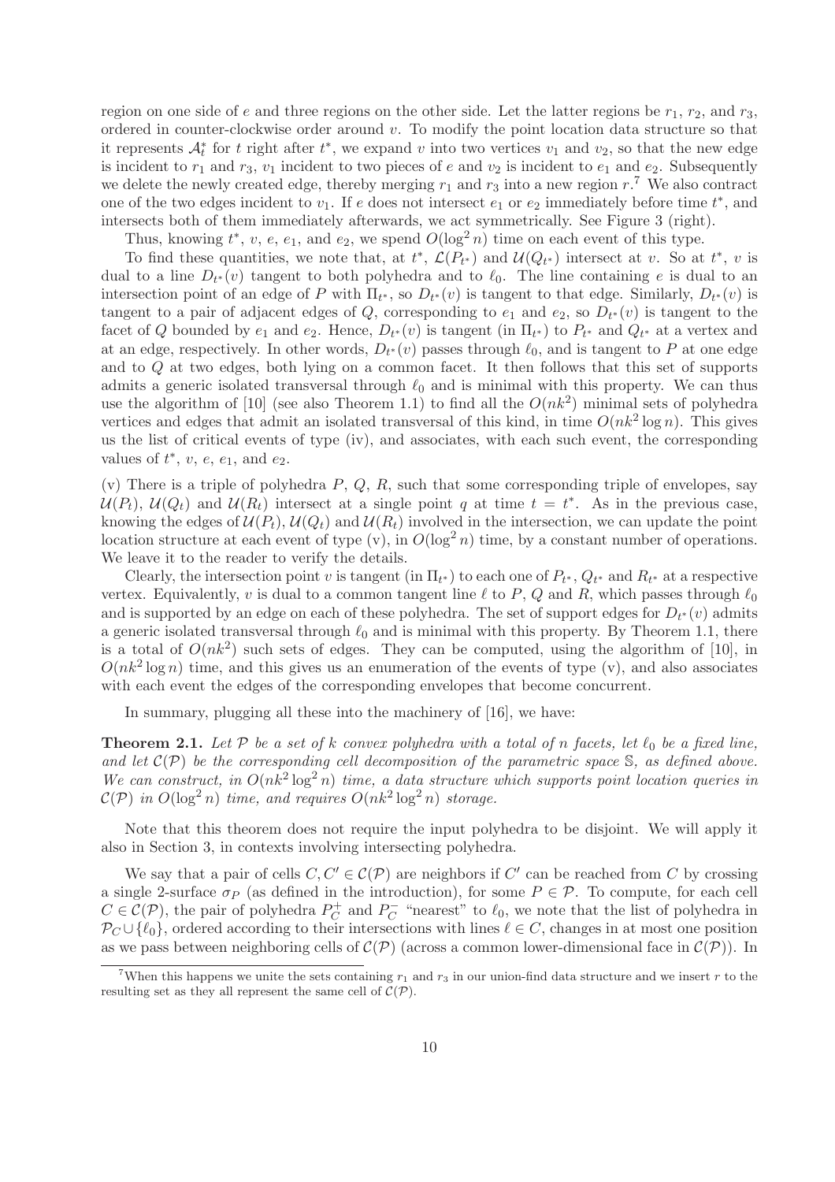region on one side of $e$ and three regions on the other side. Let the latter regions be $r_1$, $r_2$, and $r_3$, ordered in counter-clockwise order around $v$. To modify the point location data structure so that it represents $\mathcal{A}^*_t$ for $t$ right after $t^*$, we expand $v$ into two vertices $v_1$ and $v_2$, so that the new edge is incident to $r_1$ and $r_3$, $v_1$ incident to two pieces of $e$ and $v_2$ is incident to $e_1$ and $e_2$. Subsequently we delete the newly created edge, thereby merging $r_1$ and $r_3$ into a new region $r$.[7] We also contract one of the two edges incident to $v_1$. If $e$ does not intersect $e_1$ or $e_2$ immediately before time $t^*$, and intersects both of them immediately afterwards, we act symmetrically. See Figure 3 (right).

Thus, knowing $t^*$, $v$, $e$, $e_1$, and $e_2$, we spend $O(\log^2 n)$ time on each event of this type.

To find these quantities, we note that, at $t^*$, $\mathcal{L}(P_{t^*})$ and $\mathcal{U}(Q_{t^*})$ intersect at $v$. So at $t^*$, $v$ is dual to a line $D_{t^*}(v)$ tangent to both polyhedra and to $\ell_0$. The line containing $e$ is dual to an intersection point of an edge of $P$ with $\Pi_{t^*}$, so $D_{t^*}(v)$ is tangent to that edge. Similarly, $D_{t^*}(v)$ is tangent to a pair of adjacent edges of $Q$, corresponding to $e_1$ and $e_2$, so $D_{t^*}(v)$ is tangent to the facet of $Q$ bounded by $e_1$ and $e_2$. Hence, $D_{t^*}(v)$ is tangent (in $\Pi_{t^*}$) to $P_{t^*}$ and $Q_{t^*}$ at a vertex and at an edge, respectively. In other words, $D_{t^*}(v)$ passes through $\ell_0$, and is tangent to $P$ at one edge and to $Q$ at two edges, both lying on a common facet. It then follows that this set of supports admits a generic isolated transversal through $\ell_0$ and is minimal with this property. We can thus use the algorithm of [10] (see also Theorem 1.1) to find all the $O(nk^2)$ minimal sets of polyhedra vertices and edges that admit an isolated transversal of this kind, in time $O(nk^2 \log n)$. This gives us the list of critical events of type (iv), and associates, with each such event, the corresponding values of $t^*$, $v$, $e$, $e_1$, and $e_2$.

(v) There is a triple of polyhedra $P$, $Q$, $R$, such that some corresponding triple of envelopes, say $\mathcal{U}(P_t)$, $\mathcal{U}(Q_t)$ and $\mathcal{U}(R_t)$ intersect at a single point $q$ at time $t = t^*$. As in the previous case, knowing the edges of $\mathcal{U}(P_t)$, $\mathcal{U}(Q_t)$ and $\mathcal{U}(R_t)$ involved in the intersection, we can update the point location structure at each event of type (v), in $O(\log^2 n)$ time, by a constant number of operations. We leave it to the reader to verify the details.

Clearly, the intersection point $v$ is tangent (in $\Pi_{t^*}$) to each one of $P_{t^*}$, $Q_{t^*}$ and $R_{t^*}$ at a respective vertex. Equivalently, $v$ is dual to a common tangent line $\ell$ to $P$, $Q$ and $R$, which passes through $\ell_0$ and is supported by an edge on each of these polyhedra. The set of support edges for $D_{t^*}(v)$ admits a generic isolated transversal through $\ell_0$ and is minimal with this property. By Theorem 1.1, there is a total of $O(nk^2)$ such sets of edges. They can be computed, using the algorithm of [10], in $O(nk^2 \log n)$ time, and this gives us an enumeration of the events of type (v), and also associates with each event the edges of the corresponding envelopes that become concurrent.

In summary, plugging all these into the machinery of [16], we have:

**Theorem 2.1.** *Let $\mathcal{P}$ be a set of $k$ convex polyhedra with a total of $n$ facets, let $\ell_0$ be a fixed line, and let $\mathcal{C}(\mathcal{P})$ be the corresponding cell decomposition of the parametric space $\mathbb{S}$, as defined above. We can construct, in $O(nk^2 \log^2 n)$ time, a data structure which supports point location queries in $\mathcal{C}(\mathcal{P})$ in $O(\log^2 n)$ time, and requires $O(nk^2 \log^2 n)$ storage.*

Note that this theorem does not require the input polyhedra to be disjoint. We will apply it also in Section 3, in contexts involving intersecting polyhedra.

We say that a pair of cells $C, C' \in \mathcal{C}(\mathcal{P})$ are neighbors if $C'$ can be reached from $C$ by crossing a single 2-surface $\sigma_P$ (as defined in the introduction), for some $P \in \mathcal{P}$. To compute, for each cell $C \in \mathcal{C}(\mathcal{P})$, the pair of polyhedra $P^+_C$ and $P^-_C$ "nearest" to $\ell_0$, we note that the list of polyhedra in $\mathcal{P}_C \cup \{\ell_0\}$, ordered according to their intersections with lines $\ell \in C$, changes in at most one position as we pass between neighboring cells of $\mathcal{C}(\mathcal{P})$ (across a common lower-dimensional face in $\mathcal{C}(\mathcal{P})$). In

[7] When this happens we unite the sets containing $r_1$ and $r_3$ in our union-find data structure and we insert $r$ to the resulting set as they all represent the same cell of $\mathcal{C}(\mathcal{P})$.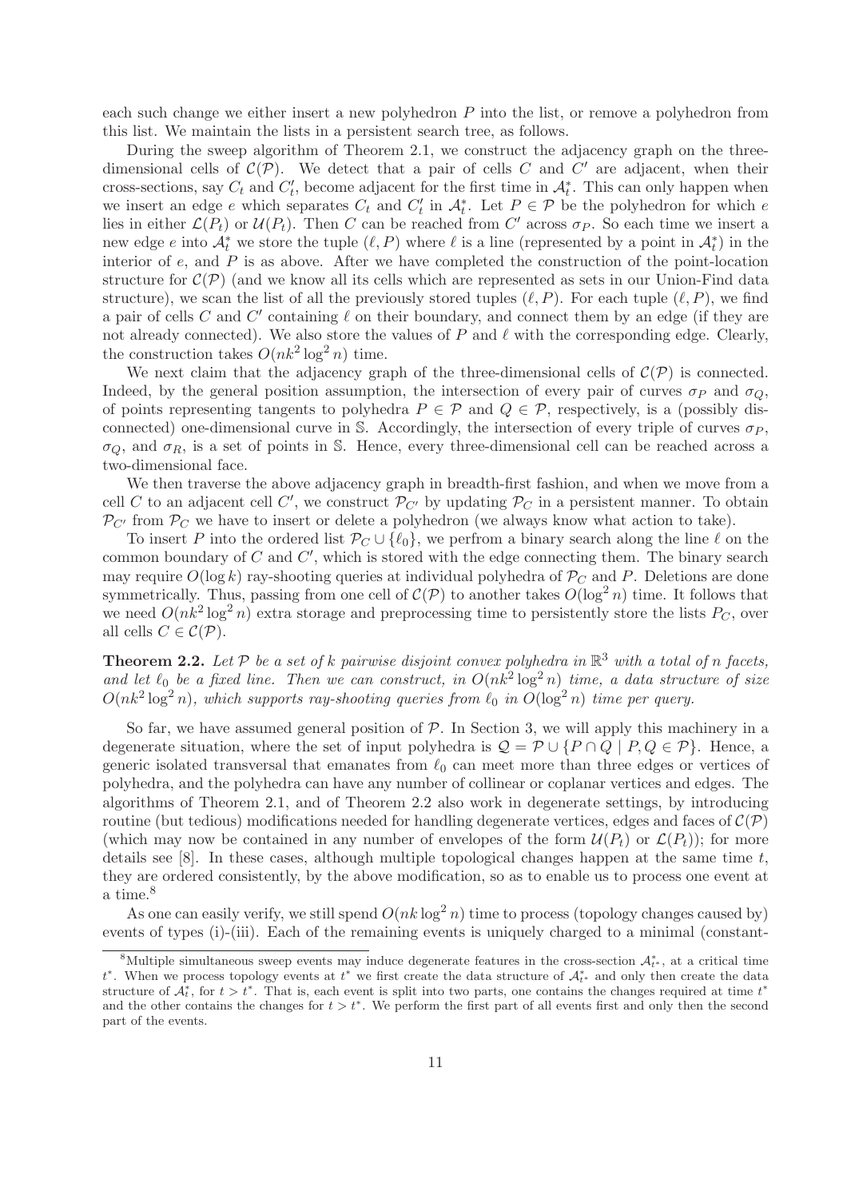each such change we either insert a new polyhedron $P$ into the list, or remove a polyhedron from this list. We maintain the lists in a persistent search tree, as follows.

During the sweep algorithm of Theorem 2.1, we construct the adjacency graph on the three-dimensional cells of $\mathcal{C}(\mathcal{P})$. We detect that a pair of cells $C$ and $C'$ are adjacent, when their cross-sections, say $C_t$ and $C'_t$, become adjacent for the first time in $\mathcal{A}^*_t$. This can only happen when we insert an edge $e$ which separates $C_t$ and $C'_t$ in $\mathcal{A}^*_t$. Let $P \in \mathcal{P}$ be the polyhedron for which $e$ lies in either $\mathcal{L}(P_t)$ or $\mathcal{U}(P_t)$. Then $C$ can be reached from $C'$ across $\sigma_P$. So each time we insert a new edge $e$ into $\mathcal{A}^*_t$ we store the tuple $(\ell, P)$ where $\ell$ is a line (represented by a point in $\mathcal{A}^*_t$) in the interior of $e$, and $P$ is as above. After we have completed the construction of the point-location structure for $\mathcal{C}(\mathcal{P})$ (and we know all its cells which are represented as sets in our Union-Find data structure), we scan the list of all the previously stored tuples $(\ell, P)$. For each tuple $(\ell, P)$, we find a pair of cells $C$ and $C'$ containing $\ell$ on their boundary, and connect them by an edge (if they are not already connected). We also store the values of $P$ and $\ell$ with the corresponding edge. Clearly, the construction takes $O(nk^2 \log^2 n)$ time.

We next claim that the adjacency graph of the three-dimensional cells of $\mathcal{C}(\mathcal{P})$ is connected. Indeed, by the general position assumption, the intersection of every pair of curves $\sigma_P$ and $\sigma_Q$, of points representing tangents to polyhedra $P \in \mathcal{P}$ and $Q \in \mathcal{P}$, respectively, is a (possibly disconnected) one-dimensional curve in $\mathbb{S}$. Accordingly, the intersection of every triple of curves $\sigma_P$, $\sigma_Q$, and $\sigma_R$, is a set of points in $\mathbb{S}$. Hence, every three-dimensional cell can be reached across a two-dimensional face.

We then traverse the above adjacency graph in breadth-first fashion, and when we move from a cell $C$ to an adjacent cell $C'$, we construct $\mathcal{P}_{C'}$ by updating $\mathcal{P}_C$ in a persistent manner. To obtain $\mathcal{P}_{C'}$ from $\mathcal{P}_C$ we have to insert or delete a polyhedron (we always know what action to take).

To insert $P$ into the ordered list $\mathcal{P}_C \cup \{\ell_0\}$, we perfrom a binary search along the line $\ell$ on the common boundary of $C$ and $C'$, which is stored with the edge connecting them. The binary search may require $O(\log k)$ ray-shooting queries at individual polyhedra of $\mathcal{P}_C$ and $P$. Deletions are done symmetrically. Thus, passing from one cell of $\mathcal{C}(\mathcal{P})$ to another takes $O(\log^2 n)$ time. It follows that we need $O(nk^2 \log^2 n)$ extra storage and preprocessing time to persistently store the lists $P_C$, over all cells $C \in \mathcal{C}(\mathcal{P})$.

**Theorem 2.2.** *Let $\mathcal{P}$ be a set of $k$ pairwise disjoint convex polyhedra in $\mathbb{R}^3$ with a total of $n$ facets, and let $\ell_0$ be a fixed line. Then we can construct, in $O(nk^2 \log^2 n)$ time, a data structure of size $O(nk^2 \log^2 n)$, which supports ray-shooting queries from $\ell_0$ in $O(\log^2 n)$ time per query.*

So far, we have assumed general position of $\mathcal{P}$. In Section 3, we will apply this machinery in a degenerate situation, where the set of input polyhedra is $\mathcal{Q} = \mathcal{P} \cup \{P \cap Q \mid P, Q \in \mathcal{P}\}$. Hence, a generic isolated transversal that emanates from $\ell_0$ can meet more than three edges or vertices of polyhedra, and the polyhedra can have any number of collinear or coplanar vertices and edges. The algorithms of Theorem 2.1, and of Theorem 2.2 also work in degenerate settings, by introducing routine (but tedious) modifications needed for handling degenerate vertices, edges and faces of $\mathcal{C}(\mathcal{P})$ (which may now be contained in any number of envelopes of the form $\mathcal{U}(P_t)$ or $\mathcal{L}(P_t)$); for more details see [8]. In these cases, although multiple topological changes happen at the same time $t$, they are ordered consistently, by the above modification, so as to enable us to process one event at a time.[8]

As one can easily verify, we still spend $O(nk \log^2 n)$ time to process (topology changes caused by) events of types (i)-(iii). Each of the remaining events is uniquely charged to a minimal (constant-

---

[8] Multiple simultaneous sweep events may induce degenerate features in the cross-section $\mathcal{A}^*_{t^*}$, at a critical time $t^*$. When we process topology events at $t^*$ we first create the data structure of $\mathcal{A}^*_{t^*}$ and only then create the data structure of $\mathcal{A}^*_t$, for $t > t^*$. That is, each event is split into two parts, one contains the changes required at time $t^*$ and the other contains the changes for $t > t^*$. We perform the first part of all events first and only then the second part of the events.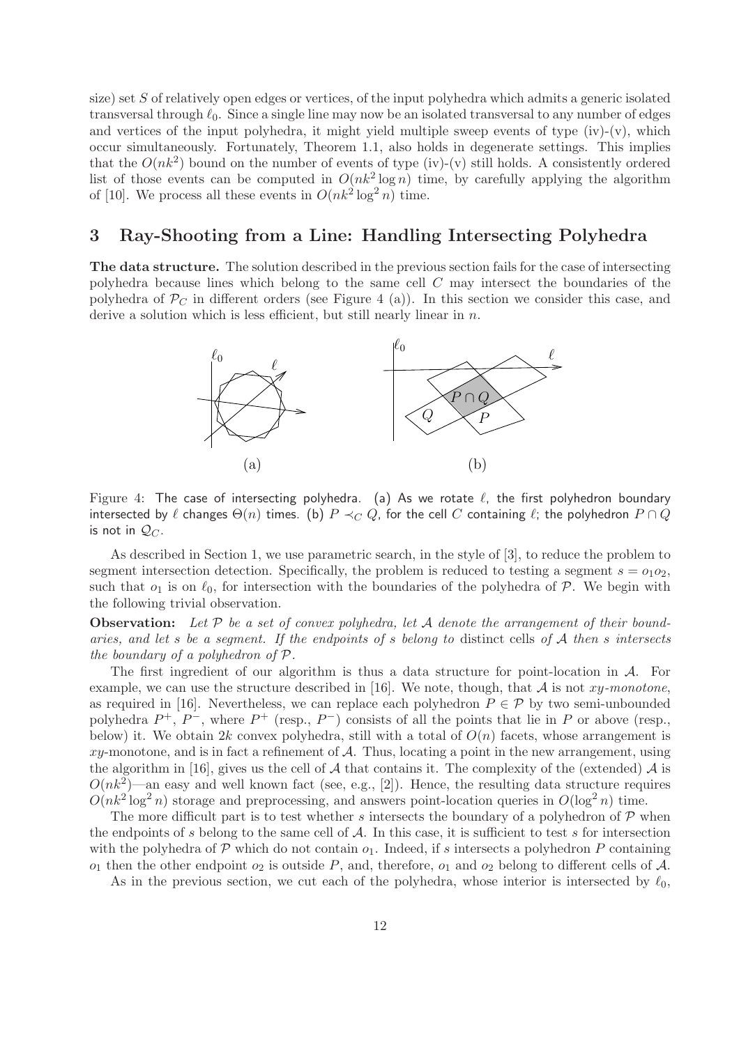size) set $S$ of relatively open edges or vertices, of the input polyhedra which admits a generic isolated transversal through $\ell_0$. Since a single line may now be an isolated transversal to any number of edges and vertices of the input polyhedra, it might yield multiple sweep events of type (iv)-(v), which occur simultaneously. Fortunately, Theorem 1.1, also holds in degenerate settings. This implies that the $O(nk^2)$ bound on the number of events of type (iv)-(v) still holds. A consistently ordered list of those events can be computed in $O(nk^2 \log n)$ time, by carefully applying the algorithm of [10]. We process all these events in $O(nk^2 \log^2 n)$ time.

## 3 Ray-Shooting from a Line: Handling Intersecting Polyhedra

**The data structure.** The solution described in the previous section fails for the case of intersecting polyhedra because lines which belong to the same cell $C$ may intersect the boundaries of the polyhedra of $\mathcal{P}_C$ in different orders (see Figure 4 (a)). In this section we consider this case, and derive a solution which is less efficient, but still nearly linear in $n$.

Figure 4: The case of intersecting polyhedra. (a) As we rotate $\ell$, the first polyhedron boundary intersected by $\ell$ changes $\Theta(n)$ times. (b) $P \prec_C Q$, for the cell $C$ containing $\ell$; the polyhedron $P \cap Q$ is not in $\mathcal{Q}_C$.

As described in Section 1, we use parametric search, in the style of [3], to reduce the problem to segment intersection detection. Specifically, the problem is reduced to testing a segment $s = o_1 o_2$, such that $o_1$ is on $\ell_0$, for intersection with the boundaries of the polyhedra of $\mathcal{P}$. We begin with the following trivial observation.

**Observation:** *Let $\mathcal{P}$ be a set of convex polyhedra, let $\mathcal{A}$ denote the arrangement of their boundaries, and let $s$ be a segment. If the endpoints of $s$ belong to* distinct cells *of $\mathcal{A}$ then $s$ intersects the boundary of a polyhedron of $\mathcal{P}$.*

The first ingredient of our algorithm is thus a data structure for point-location in $\mathcal{A}$. For example, we can use the structure described in [16]. We note, though, that $\mathcal{A}$ is not *xy-monotone*, as required in [16]. Nevertheless, we can replace each polyhedron $P \in \mathcal{P}$ by two semi-unbounded polyhedra $P^+$, $P^-$, where $P^+$ (resp., $P^-$) consists of all the points that lie in $P$ or above (resp., below) it. We obtain $2k$ convex polyhedra, still with a total of $O(n)$ facets, whose arrangement is $xy$-monotone, and is in fact a refinement of $\mathcal{A}$. Thus, locating a point in the new arrangement, using the algorithm in [16], gives us the cell of $\mathcal{A}$ that contains it. The complexity of the (extended) $\mathcal{A}$ is $O(nk^2)$—an easy and well known fact (see, e.g., [2]). Hence, the resulting data structure requires $O(nk^2 \log^2 n)$ storage and preprocessing, and answers point-location queries in $O(\log^2 n)$ time.

The more difficult part is to test whether $s$ intersects the boundary of a polyhedron of $\mathcal{P}$ when the endpoints of $s$ belong to the same cell of $\mathcal{A}$. In this case, it is sufficient to test $s$ for intersection with the polyhedra of $\mathcal{P}$ which do not contain $o_1$. Indeed, if $s$ intersects a polyhedron $P$ containing $o_1$ then the other endpoint $o_2$ is outside $P$, and, therefore, $o_1$ and $o_2$ belong to different cells of $\mathcal{A}$.

As in the previous section, we cut each of the polyhedra, whose interior is intersected by $\ell_0$,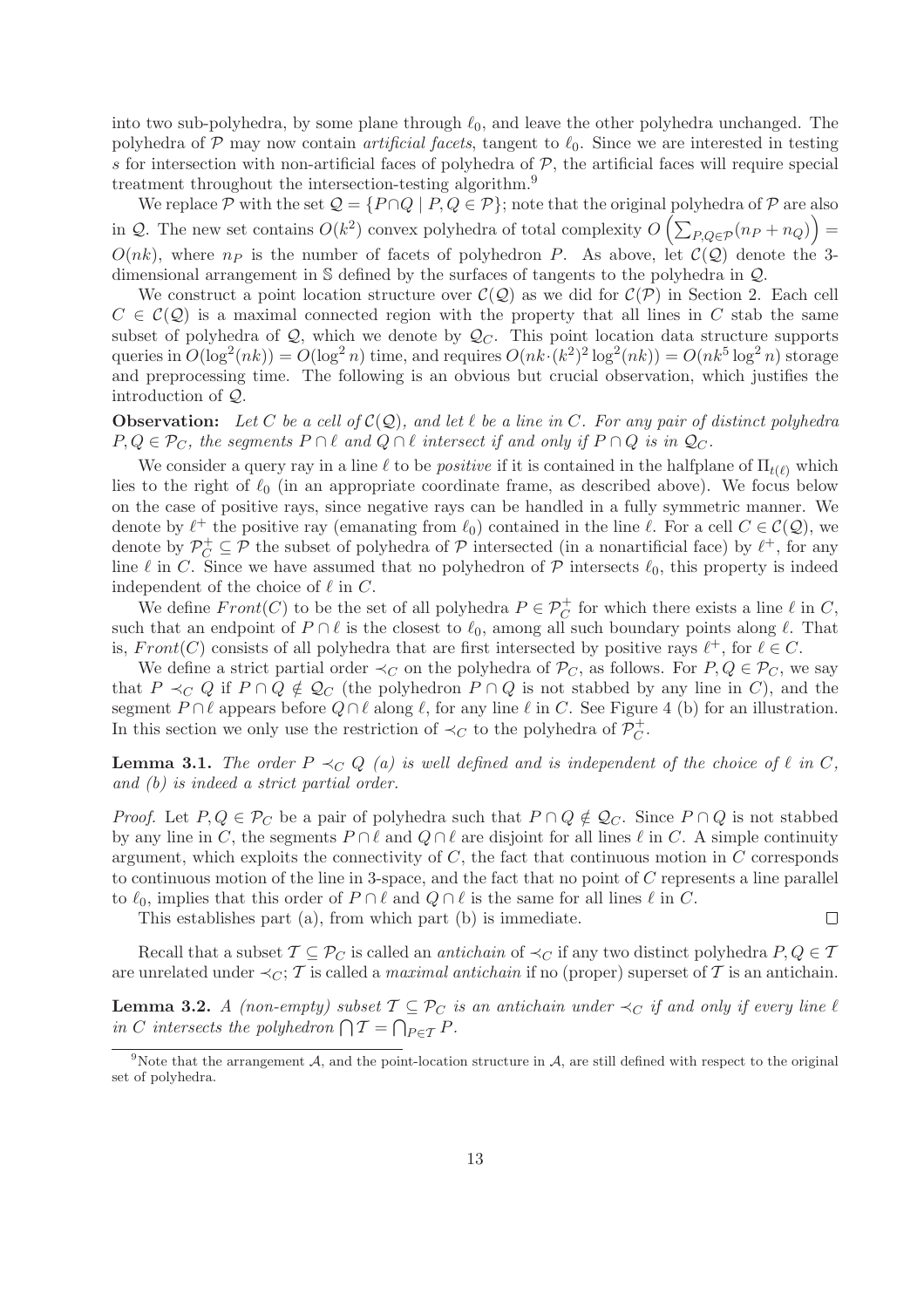into two sub-polyhedra, by some plane through $\ell_0$, and leave the other polyhedra unchanged. The polyhedra of $\mathcal{P}$ may now contain *artificial facets*, tangent to $\ell_0$. Since we are interested in testing $s$ for intersection with non-artificial faces of polyhedra of $\mathcal{P}$, the artificial faces will require special treatment throughout the intersection-testing algorithm.[9]

We replace $\mathcal{P}$ with the set $\mathcal{Q} = \{P \cap Q \mid P, Q \in \mathcal{P}\}$; note that the original polyhedra of $\mathcal{P}$ are also in $\mathcal{Q}$. The new set contains $O(k^2)$ convex polyhedra of total complexity $O\left(\sum_{P,Q \in \mathcal{P}} (n_P + n_Q)\right) = O(nk)$, where $n_P$ is the number of facets of polyhedron $P$. As above, let $\mathcal{C}(\mathcal{Q})$ denote the 3-dimensional arrangement in $\mathbb{S}$ defined by the surfaces of tangents to the polyhedra in $\mathcal{Q}$.

We construct a point location structure over $\mathcal{C}(\mathcal{Q})$ as we did for $\mathcal{C}(\mathcal{P})$ in Section 2. Each cell $C \in \mathcal{C}(\mathcal{Q})$ is a maximal connected region with the property that all lines in $C$ stab the same subset of polyhedra of $\mathcal{Q}$, which we denote by $\mathcal{Q}_C$. This point location data structure supports queries in $O(\log^2(nk)) = O(\log^2 n)$ time, and requires $O(nk \cdot (k^2)^2 \log^2(nk)) = O(nk^5 \log^2 n)$ storage and preprocessing time. The following is an obvious but crucial observation, which justifies the introduction of $\mathcal{Q}$.

**Observation:** *Let $C$ be a cell of $\mathcal{C}(\mathcal{Q})$, and let $\ell$ be a line in $C$. For any pair of distinct polyhedra $P, Q \in \mathcal{P}_C$, the segments $P \cap \ell$ and $Q \cap \ell$ intersect if and only if $P \cap Q$ is in $\mathcal{Q}_C$.*

We consider a query ray in a line $\ell$ to be *positive* if it is contained in the halfplane of $\Pi_{t(\ell)}$ which lies to the right of $\ell_0$ (in an appropriate coordinate frame, as described above). We focus below on the case of positive rays, since negative rays can be handled in a fully symmetric manner. We denote by $\ell^+$ the positive ray (emanating from $\ell_0$) contained in the line $\ell$. For a cell $C \in \mathcal{C}(\mathcal{Q})$, we denote by $\mathcal{P}_C^+ \subseteq \mathcal{P}$ the subset of polyhedra of $\mathcal{P}$ intersected (in a nonartificial face) by $\ell^+$, for any line $\ell$ in $C$. Since we have assumed that no polyhedron of $\mathcal{P}$ intersects $\ell_0$, this property is indeed independent of the choice of $\ell$ in $C$.

We define $Front(C)$ to be the set of all polyhedra $P \in \mathcal{P}_C^+$ for which there exists a line $\ell$ in $C$, such that an endpoint of $P \cap \ell$ is the closest to $\ell_0$, among all such boundary points along $\ell$. That is, $Front(C)$ consists of all polyhedra that are first intersected by positive rays $\ell^+$, for $\ell \in C$.

We define a strict partial order $\prec_C$ on the polyhedra of $\mathcal{P}_C$, as follows. For $P, Q \in \mathcal{P}_C$, we say that $P \prec_C Q$ if $P \cap Q \notin \mathcal{Q}_C$ (the polyhedron $P \cap Q$ is not stabbed by any line in $C$), and the segment $P \cap \ell$ appears before $Q \cap \ell$ along $\ell$, for any line $\ell$ in $C$. See Figure 4 (b) for an illustration. In this section we only use the restriction of $\prec_C$ to the polyhedra of $\mathcal{P}_C^+$.

**Lemma 3.1.** *The order $P \prec_C Q$ (a) is well defined and is independent of the choice of $\ell$ in $C$, and (b) is indeed a strict partial order.*

*Proof.* Let $P, Q \in \mathcal{P}_C$ be a pair of polyhedra such that $P \cap Q \notin \mathcal{Q}_C$. Since $P \cap Q$ is not stabbed by any line in $C$, the segments $P \cap \ell$ and $Q \cap \ell$ are disjoint for all lines $\ell$ in $C$. A simple continuity argument, which exploits the connectivity of $C$, the fact that continuous motion in $C$ corresponds to continuous motion of the line in 3-space, and the fact that no point of $C$ represents a line parallel to $\ell_0$, implies that this order of $P \cap \ell$ and $Q \cap \ell$ is the same for all lines $\ell$ in $C$.

This establishes part (a), from which part (b) is immediate. $\square$

Recall that a subset $\mathcal{T} \subseteq \mathcal{P}_C$ is called an *antichain* of $\prec_C$ if any two distinct polyhedra $P, Q \in \mathcal{T}$ are unrelated under $\prec_C$; $\mathcal{T}$ is called a *maximal antichain* if no (proper) superset of $\mathcal{T}$ is an antichain.

**Lemma 3.2.** *A (non-empty) subset $\mathcal{T} \subseteq \mathcal{P}_C$ is an antichain under $\prec_C$ if and only if every line $\ell$ in $C$ intersects the polyhedron $\bigcap \mathcal{T} = \bigcap_{P \in \mathcal{T}} P$.*

[9] Note that the arrangement $\mathcal{A}$, and the point-location structure in $\mathcal{A}$, are still defined with respect to the original set of polyhedra.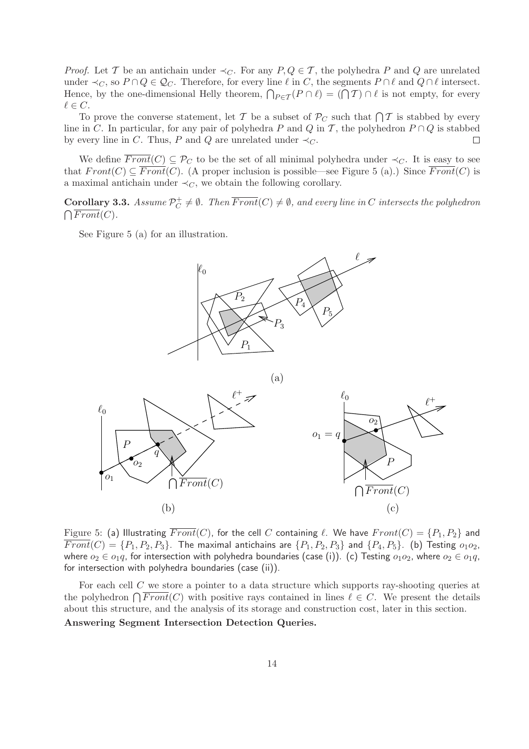*Proof.* Let $\mathcal{T}$ be an antichain under $\prec_C$. For any $P, Q \in \mathcal{T}$, the polyhedra $P$ and $Q$ are unrelated under $\prec_C$, so $P \cap Q \in \mathcal{Q}_C$. Therefore, for every line $\ell$ in $C$, the segments $P \cap \ell$ and $Q \cap \ell$ intersect. Hence, by the one-dimensional Helly theorem, $\bigcap_{P \in \mathcal{T}}(P \cap \ell) = (\bigcap \mathcal{T}) \cap \ell$ is not empty, for every $\ell \in C$.

To prove the converse statement, let $\mathcal{T}$ be a subset of $\mathcal{P}_C$ such that $\bigcap \mathcal{T}$ is stabbed by every line in $C$. In particular, for any pair of polyhedra $P$ and $Q$ in $\mathcal{T}$, the polyhedron $P \cap Q$ is stabbed by every line in $C$. Thus, $P$ and $Q$ are unrelated under $\prec_C$. □

We define $\overline{Front}(C) \subseteq \mathcal{P}_C$ to be the set of all minimal polyhedra under $\prec_C$. It is easy to see that $Front(C) \subseteq \overline{Front}(C)$. (A proper inclusion is possible—see Figure 5 (a).) Since $\overline{Front}(C)$ is a maximal antichain under $\prec_C$, we obtain the following corollary.

**Corollary 3.3.** *Assume $\mathcal{P}_C^+ \neq \emptyset$. Then $\overline{Front}(C) \neq \emptyset$, and every line in $C$ intersects the polyhedron $\bigcap \overline{Front}(C)$.*

See Figure 5 (a) for an illustration.

Figure 5: (a) Illustrating $\overline{Front}(C)$, for the cell $C$ containing $\ell$. We have $Front(C) = \{P_1, P_2\}$ and $\overline{Front}(C) = \{P_1, P_2, P_3\}$. The maximal antichains are $\{P_1, P_2, P_3\}$ and $\{P_4, P_5\}$. (b) Testing $o_1o_2$, where $o_2 \in o_1q$, for intersection with polyhedra boundaries (case (i)). (c) Testing $o_1o_2$, where $o_2 \in o_1q$, for intersection with polyhedra boundaries (case (ii)).

For each cell $C$ we store a pointer to a data structure which supports ray-shooting queries at the polyhedron $\bigcap \overline{Front}(C)$ with positive rays contained in lines $\ell \in C$. We present the details about this structure, and the analysis of its storage and construction cost, later in this section.

**Answering Segment Intersection Detection Queries.**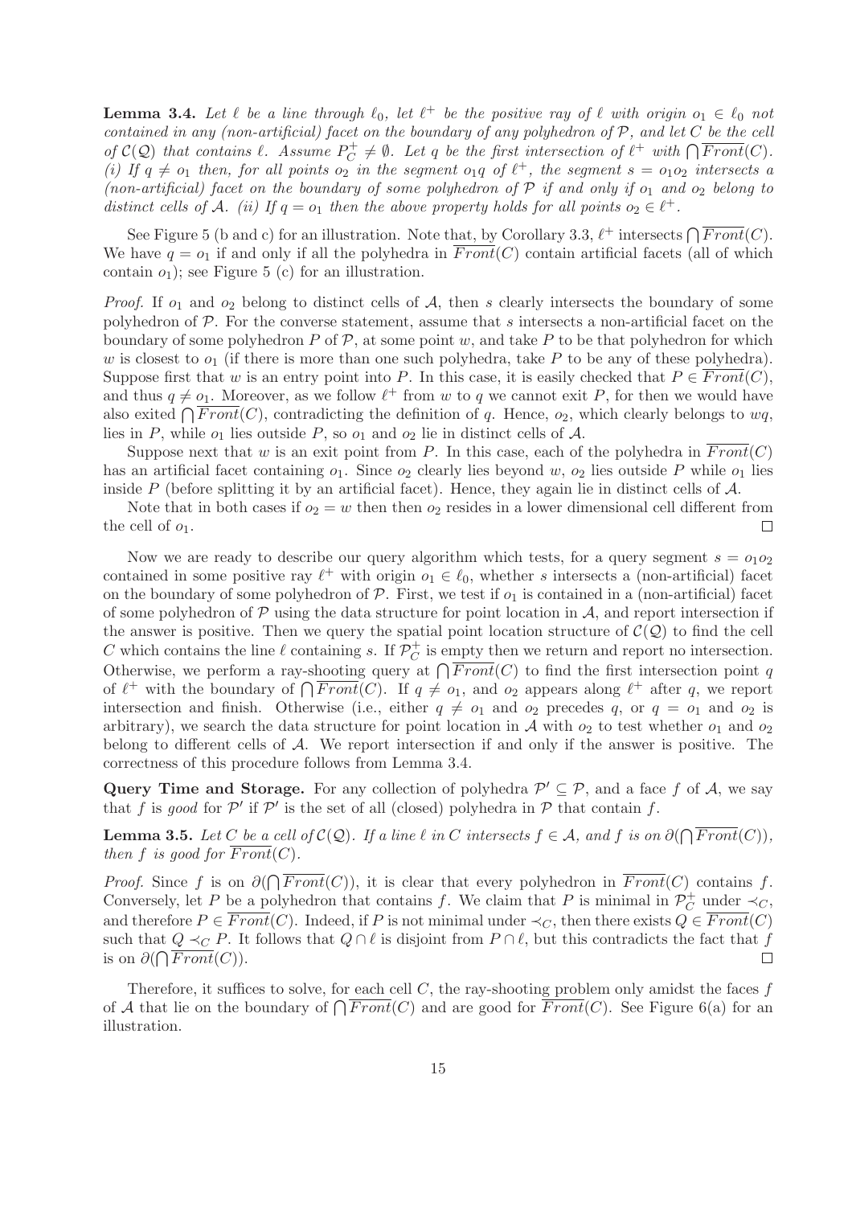**Lemma 3.4.** *Let $\ell$ be a line through $\ell_0$, let $\ell^+$ be the positive ray of $\ell$ with origin $o_1 \in \ell_0$ not contained in any (non-artificial) facet on the boundary of any polyhedron of $\mathcal{P}$, and let $C$ be the cell of $\mathcal{C}(\mathcal{Q})$ that contains $\ell$. Assume $P_C^+ \neq \emptyset$. Let $q$ be the first intersection of $\ell^+$ with $\bigcap \overline{Front}(C)$. (i) If $q \neq o_1$ then, for all points $o_2$ in the segment $o_1 q$ of $\ell^+$, the segment $s = o_1 o_2$ intersects a (non-artificial) facet on the boundary of some polyhedron of $\mathcal{P}$ if and only if $o_1$ and $o_2$ belong to distinct cells of $\mathcal{A}$. (ii) If $q = o_1$ then the above property holds for all points $o_2 \in \ell^+$.*

See Figure 5 (b and c) for an illustration. Note that, by Corollary 3.3, $\ell^+$ intersects $\bigcap \overline{Front}(C)$. We have $q = o_1$ if and only if all the polyhedra in $\overline{Front}(C)$ contain artificial facets (all of which contain $o_1$); see Figure 5 (c) for an illustration.

*Proof.* If $o_1$ and $o_2$ belong to distinct cells of $\mathcal{A}$, then $s$ clearly intersects the boundary of some polyhedron of $\mathcal{P}$. For the converse statement, assume that $s$ intersects a non-artificial facet on the boundary of some polyhedron $P$ of $\mathcal{P}$, at some point $w$, and take $P$ to be that polyhedron for which $w$ is closest to $o_1$ (if there is more than one such polyhedra, take $P$ to be any of these polyhedra). Suppose first that $w$ is an entry point into $P$. In this case, it is easily checked that $P \in \overline{Front}(C)$, and thus $q \neq o_1$. Moreover, as we follow $\ell^+$ from $w$ to $q$ we cannot exit $P$, for then we would have also exited $\bigcap \overline{Front}(C)$, contradicting the definition of $q$. Hence, $o_2$, which clearly belongs to $wq$, lies in $P$, while $o_1$ lies outside $P$, so $o_1$ and $o_2$ lie in distinct cells of $\mathcal{A}$.

Suppose next that $w$ is an exit point from $P$. In this case, each of the polyhedra in $\overline{Front}(C)$ has an artificial facet containing $o_1$. Since $o_2$ clearly lies beyond $w$, $o_2$ lies outside $P$ while $o_1$ lies inside $P$ (before splitting it by an artificial facet). Hence, they again lie in distinct cells of $\mathcal{A}$.

Note that in both cases if $o_2 = w$ then then $o_2$ resides in a lower dimensional cell different from the cell of $o_1$. $\square$

Now we are ready to describe our query algorithm which tests, for a query segment $s = o_1 o_2$ contained in some positive ray $\ell^+$ with origin $o_1 \in \ell_0$, whether $s$ intersects a (non-artificial) facet on the boundary of some polyhedron of $\mathcal{P}$. First, we test if $o_1$ is contained in a (non-artificial) facet of some polyhedron of $\mathcal{P}$ using the data structure for point location in $\mathcal{A}$, and report intersection if the answer is positive. Then we query the spatial point location structure of $\mathcal{C}(\mathcal{Q})$ to find the cell $C$ which contains the line $\ell$ containing $s$. If $\mathcal{P}_C^+$ is empty then we return and report no intersection. Otherwise, we perform a ray-shooting query at $\bigcap \overline{Front}(C)$ to find the first intersection point $q$ of $\ell^+$ with the boundary of $\bigcap \overline{Front}(C)$. If $q \neq o_1$, and $o_2$ appears along $\ell^+$ after $q$, we report intersection and finish. Otherwise (i.e., either $q \neq o_1$ and $o_2$ precedes $q$, or $q = o_1$ and $o_2$ is arbitrary), we search the data structure for point location in $\mathcal{A}$ with $o_2$ to test whether $o_1$ and $o_2$ belong to different cells of $\mathcal{A}$. We report intersection if and only if the answer is positive. The correctness of this procedure follows from Lemma 3.4.

**Query Time and Storage.** For any collection of polyhedra $\mathcal{P}' \subseteq \mathcal{P}$, and a face $f$ of $\mathcal{A}$, we say that $f$ is *good* for $\mathcal{P}'$ if $\mathcal{P}'$ is the set of all (closed) polyhedra in $\mathcal{P}$ that contain $f$.

**Lemma 3.5.** *Let $C$ be a cell of $\mathcal{C}(\mathcal{Q})$. If a line $\ell$ in $C$ intersects $f \in \mathcal{A}$, and $f$ is on $\partial(\bigcap \overline{Front}(C))$, then $f$ is good for $\overline{Front}(C)$.*

*Proof.* Since $f$ is on $\partial(\bigcap \overline{Front}(C))$, it is clear that every polyhedron in $\overline{Front}(C)$ contains $f$. Conversely, let $P$ be a polyhedron that contains $f$. We claim that $P$ is minimal in $\mathcal{P}_C^+$ under $\prec_C$, and therefore $P \in \overline{Front}(C)$. Indeed, if $P$ is not minimal under $\prec_C$, then there exists $Q \in \overline{Front}(C)$ such that $Q \prec_C P$. It follows that $Q \cap \ell$ is disjoint from $P \cap \ell$, but this contradicts the fact that $f$ is on $\partial(\bigcap \overline{Front}(C))$. $\square$

Therefore, it suffices to solve, for each cell $C$, the ray-shooting problem only amidst the faces $f$ of $\mathcal{A}$ that lie on the boundary of $\bigcap \overline{Front}(C)$ and are good for $\overline{Front}(C)$. See Figure 6(a) for an illustration.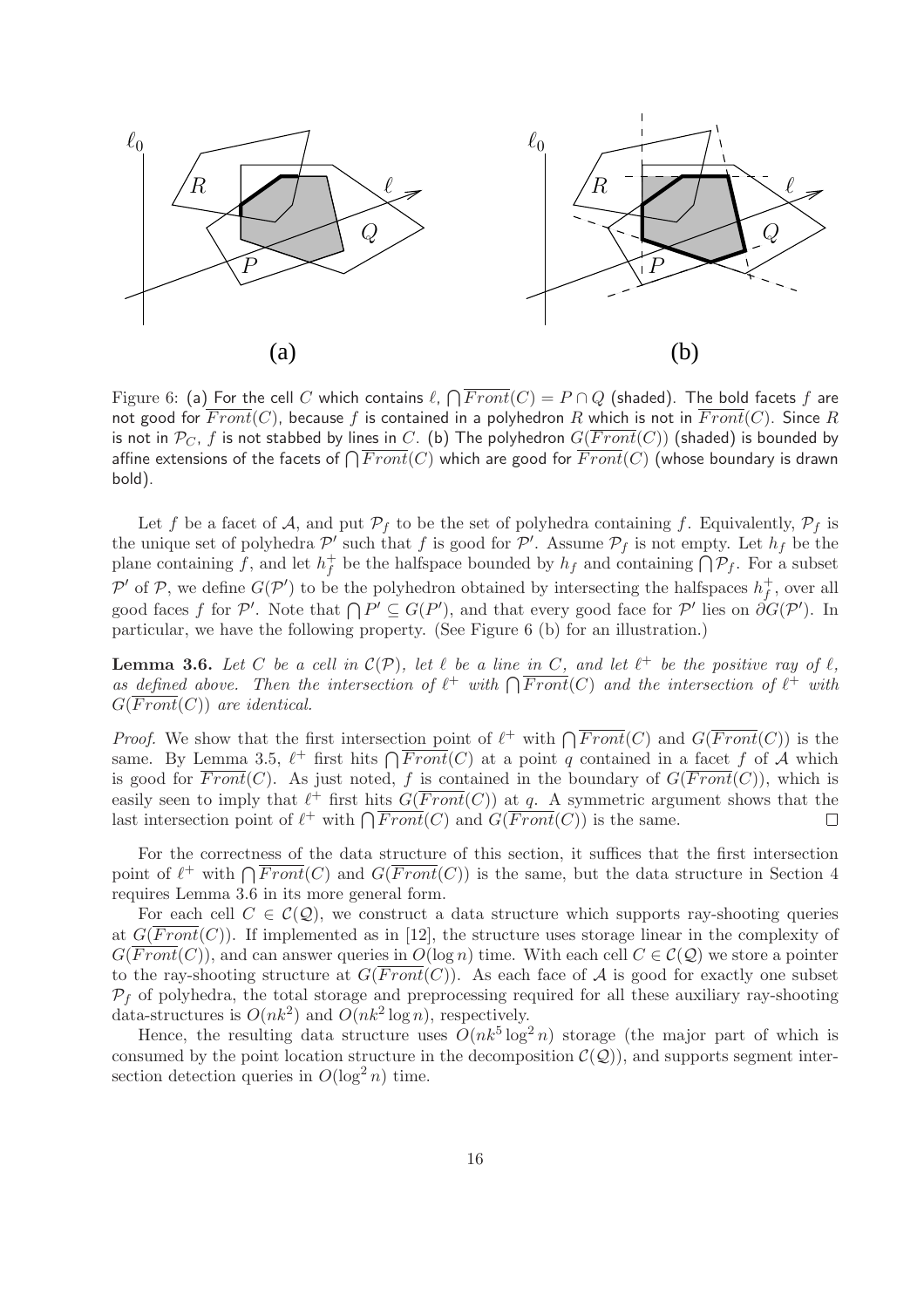Figure 6: (a) For the cell $C$ which contains $\ell$, $\bigcap \overline{Front}(C) = P \cap Q$ (shaded). The bold facets $f$ are not good for $\overline{Front}(C)$, because $f$ is contained in a polyhedron $R$ which is not in $\overline{Front}(C)$. Since $R$ is not in $\mathcal{P}_C$, $f$ is not stabbed by lines in $C$. (b) The polyhedron $G(\overline{Front}(C))$ (shaded) is bounded by affine extensions of the facets of $\bigcap \overline{Front}(C)$ which are good for $\overline{Front}(C)$ (whose boundary is drawn bold).

Let $f$ be a facet of $\mathcal{A}$, and put $\mathcal{P}_f$ to be the set of polyhedra containing $f$. Equivalently, $\mathcal{P}_f$ is the unique set of polyhedra $\mathcal{P}'$ such that $f$ is good for $\mathcal{P}'$. Assume $\mathcal{P}_f$ is not empty. Let $h_f$ be the plane containing $f$, and let $h_f^+$ be the halfspace bounded by $h_f$ and containing $\bigcap \mathcal{P}_f$. For a subset $\mathcal{P}'$ of $\mathcal{P}$, we define $G(\mathcal{P}')$ to be the polyhedron obtained by intersecting the halfspaces $h_f^+$, over all good faces $f$ for $\mathcal{P}'$. Note that $\bigcap P' \subseteq G(P')$, and that every good face for $\mathcal{P}'$ lies on $\partial G(\mathcal{P}')$. In particular, we have the following property. (See Figure 6 (b) for an illustration.)

**Lemma 3.6.** *Let $C$ be a cell in $\mathcal{C}(\mathcal{P})$, let $\ell$ be a line in $C$, and let $\ell^+$ be the positive ray of $\ell$, as defined above. Then the intersection of $\ell^+$ with $\bigcap \overline{Front}(C)$ and the intersection of $\ell^+$ with $G(\overline{Front}(C))$ are identical.*

*Proof.* We show that the first intersection point of $\ell^+$ with $\bigcap \overline{Front}(C)$ and $G(\overline{Front}(C))$ is the same. By Lemma 3.5, $\ell^+$ first hits $\bigcap \overline{Front}(C)$ at a point $q$ contained in a facet $f$ of $\mathcal{A}$ which is good for $\overline{Front}(C)$. As just noted, $f$ is contained in the boundary of $G(\overline{Front}(C))$, which is easily seen to imply that $\ell^+$ first hits $G(\overline{Front}(C))$ at $q$. A symmetric argument shows that the last intersection point of $\ell^+$ with $\bigcap \overline{Front}(C)$ and $G(\overline{Front}(C))$ is the same. $\square$

For the correctness of the data structure of this section, it suffices that the first intersection point of $\ell^+$ with $\bigcap \overline{Front}(C)$ and $G(\overline{Front}(C))$ is the same, but the data structure in Section 4 requires Lemma 3.6 in its more general form.

For each cell $C \in \mathcal{C}(\mathcal{Q})$, we construct a data structure which supports ray-shooting queries at $G(\overline{Front}(C))$. If implemented as in [12], the structure uses storage linear in the complexity of $G(\overline{Front}(C))$, and can answer queries in $O(\log n)$ time. With each cell $C \in \mathcal{C}(\mathcal{Q})$ we store a pointer to the ray-shooting structure at $G(\overline{Front}(C))$. As each face of $\mathcal{A}$ is good for exactly one subset $\mathcal{P}_f$ of polyhedra, the total storage and preprocessing required for all these auxiliary ray-shooting data-structures is $O(nk^2)$ and $O(nk^2 \log n)$, respectively.

Hence, the resulting data structure uses $O(nk^5 \log^2 n)$ storage (the major part of which is consumed by the point location structure in the decomposition $\mathcal{C}(\mathcal{Q})$), and supports segment intersection detection queries in $O(\log^2 n)$ time.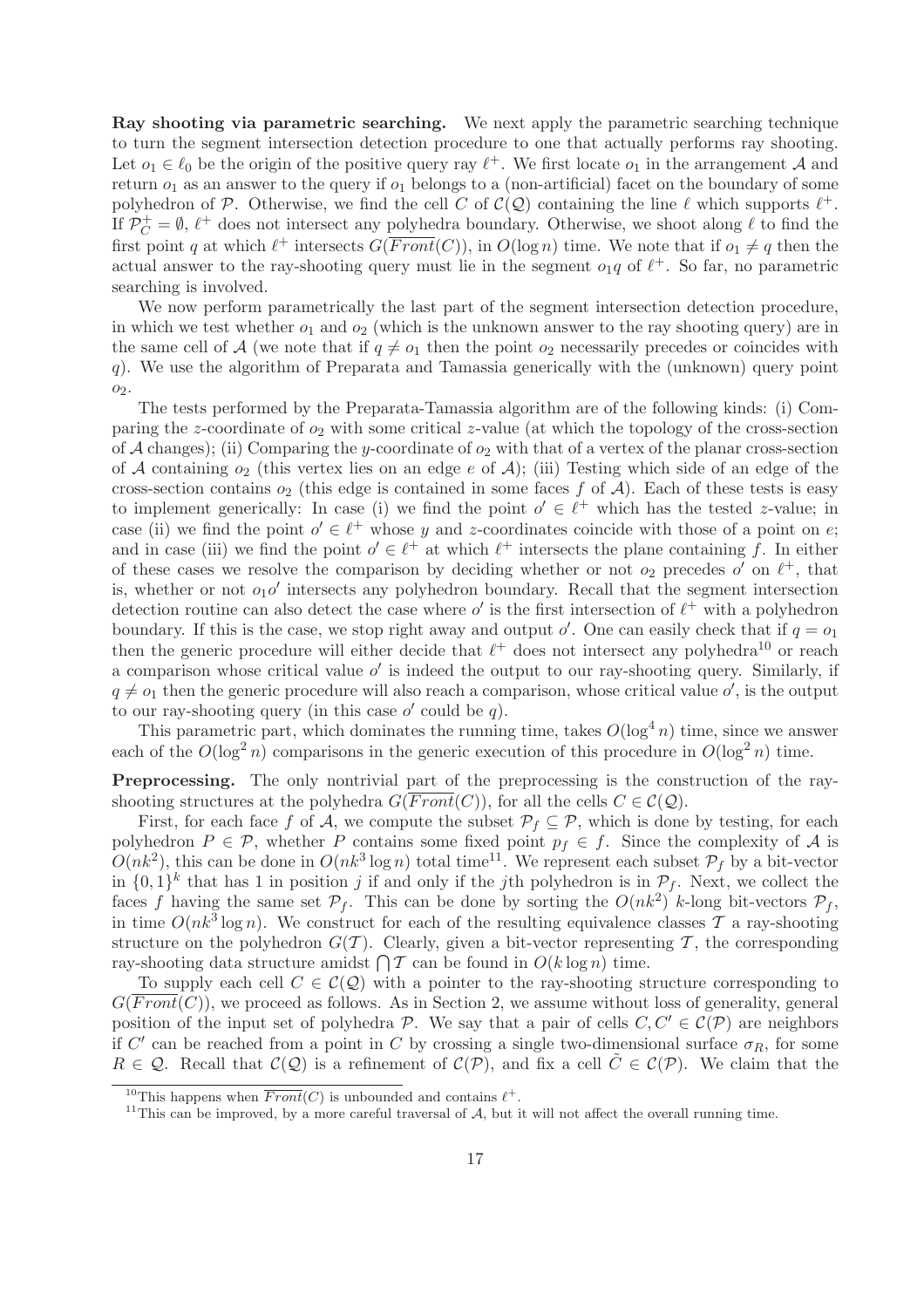**Ray shooting via parametric searching.** We next apply the parametric searching technique to turn the segment intersection detection procedure to one that actually performs ray shooting. Let $o_1 \in \ell_0$ be the origin of the positive query ray $\ell^+$. We first locate $o_1$ in the arrangement $\mathcal{A}$ and return $o_1$ as an answer to the query if $o_1$ belongs to a (non-artificial) facet on the boundary of some polyhedron of $\mathcal{P}$. Otherwise, we find the cell $C$ of $\mathcal{C}(\mathcal{Q})$ containing the line $\ell$ which supports $\ell^+$. If $\mathcal{P}_C^+ = \emptyset$, $\ell^+$ does not intersect any polyhedra boundary. Otherwise, we shoot along $\ell$ to find the first point $q$ at which $\ell^+$ intersects $G(\overline{Front}(C))$, in $O(\log n)$ time. We note that if $o_1 \neq q$ then the actual answer to the ray-shooting query must lie in the segment $o_1 q$ of $\ell^+$. So far, no parametric searching is involved.

We now perform parametrically the last part of the segment intersection detection procedure, in which we test whether $o_1$ and $o_2$ (which is the unknown answer to the ray shooting query) are in the same cell of $\mathcal{A}$ (we note that if $q \neq o_1$ then the point $o_2$ necessarily precedes or coincides with $q$). We use the algorithm of Preparata and Tamassia generically with the (unknown) query point $o_2$.

The tests performed by the Preparata-Tamassia algorithm are of the following kinds: (i) Comparing the $z$-coordinate of $o_2$ with some critical $z$-value (at which the topology of the cross-section of $\mathcal{A}$ changes); (ii) Comparing the $y$-coordinate of $o_2$ with that of a vertex of the planar cross-section of $\mathcal{A}$ containing $o_2$ (this vertex lies on an edge $e$ of $\mathcal{A}$); (iii) Testing which side of an edge of the cross-section contains $o_2$ (this edge is contained in some faces $f$ of $\mathcal{A}$). Each of these tests is easy to implement generically: In case (i) we find the point $o' \in \ell^+$ which has the tested $z$-value; in case (ii) we find the point $o' \in \ell^+$ whose $y$ and $z$-coordinates coincide with those of a point on $e$; and in case (iii) we find the point $o' \in \ell^+$ at which $\ell^+$ intersects the plane containing $f$. In either of these cases we resolve the comparison by deciding whether or not $o_2$ precedes $o'$ on $\ell^+$, that is, whether or not $o_1 o'$ intersects any polyhedron boundary. Recall that the segment intersection detection routine can also detect the case where $o'$ is the first intersection of $\ell^+$ with a polyhedron boundary. If this is the case, we stop right away and output $o'$. One can easily check that if $q = o_1$ then the generic procedure will either decide that $\ell^+$ does not intersect any polyhedra[10] or reach a comparison whose critical value $o'$ is indeed the output to our ray-shooting query. Similarly, if $q \neq o_1$ then the generic procedure will also reach a comparison, whose critical value $o'$, is the output to our ray-shooting query (in this case $o'$ could be $q$).

This parametric part, which dominates the running time, takes $O(\log^4 n)$ time, since we answer each of the $O(\log^2 n)$ comparisons in the generic execution of this procedure in $O(\log^2 n)$ time.

**Preprocessing.** The only nontrivial part of the preprocessing is the construction of the ray-shooting structures at the polyhedra $G(\overline{Front}(C))$, for all the cells $C \in \mathcal{C}(\mathcal{Q})$.

First, for each face $f$ of $\mathcal{A}$, we compute the subset $\mathcal{P}_f \subseteq \mathcal{P}$, which is done by testing, for each polyhedron $P \in \mathcal{P}$, whether $P$ contains some fixed point $p_f \in f$. Since the complexity of $\mathcal{A}$ is $O(nk^2)$, this can be done in $O(nk^3 \log n)$ total time[11]. We represent each subset $\mathcal{P}_f$ by a bit-vector in $\{0,1\}^k$ that has 1 in position $j$ if and only if the $j$th polyhedron is in $\mathcal{P}_f$. Next, we collect the faces $f$ having the same set $\mathcal{P}_f$. This can be done by sorting the $O(nk^2)$ $k$-long bit-vectors $\mathcal{P}_f$, in time $O(nk^3 \log n)$. We construct for each of the resulting equivalence classes $\mathcal{T}$ a ray-shooting structure on the polyhedron $G(\mathcal{T})$. Clearly, given a bit-vector representing $\mathcal{T}$, the corresponding ray-shooting data structure amidst $\bigcap \mathcal{T}$ can be found in $O(k \log n)$ time.

To supply each cell $C \in \mathcal{C}(\mathcal{Q})$ with a pointer to the ray-shooting structure corresponding to $G(\overline{Front}(C))$, we proceed as follows. As in Section 2, we assume without loss of generality, general position of the input set of polyhedra $\mathcal{P}$. We say that a pair of cells $C, C' \in \mathcal{C}(\mathcal{P})$ are neighbors if $C'$ can be reached from a point in $C$ by crossing a single two-dimensional surface $\sigma_R$, for some $R \in \mathcal{Q}$. Recall that $\mathcal{C}(\mathcal{Q})$ is a refinement of $\mathcal{C}(\mathcal{P})$, and fix a cell $\tilde{C} \in \mathcal{C}(\mathcal{P})$. We claim that the

[10] This happens when $\overline{Front}(C)$ is unbounded and contains $\ell^+$.

[11] This can be improved, by a more careful traversal of $\mathcal{A}$, but it will not affect the overall running time.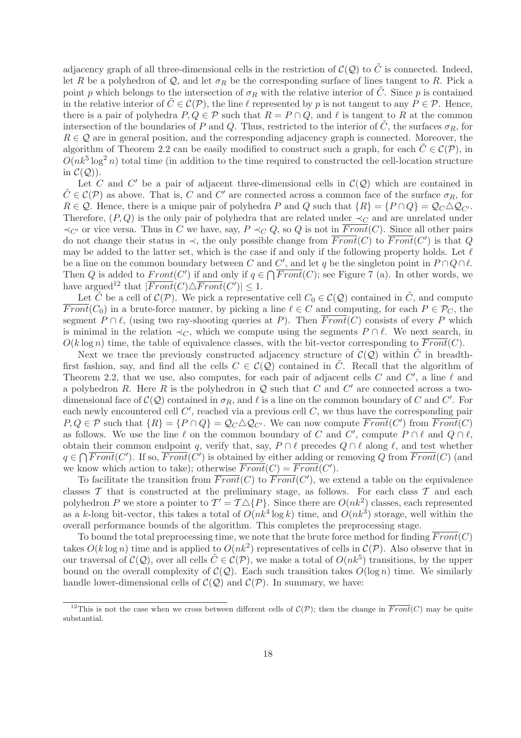adjacency graph of all three-dimensional cells in the restriction of $\mathcal{C}(\mathcal{Q})$ to $\tilde{C}$ is connected. Indeed, let $R$ be a polyhedron of $\mathcal{Q}$, and let $\sigma_R$ be the corresponding surface of lines tangent to $R$. Pick a point $p$ which belongs to the intersection of $\sigma_R$ with the relative interior of $\tilde{C}$. Since $p$ is contained in the relative interior of $\tilde{C} \in \mathcal{C}(\mathcal{P})$, the line $\ell$ represented by $p$ is not tangent to any $P \in \mathcal{P}$. Hence, there is a pair of polyhedra $P, Q \in \mathcal{P}$ such that $R = P \cap Q$, and $\ell$ is tangent to $R$ at the common intersection of the boundaries of $P$ and $Q$. Thus, restricted to the interior of $\tilde{C}$, the surfaces $\sigma_R$, for $R \in \mathcal{Q}$ are in general position, and the corresponding adjacency graph is connected. Moreover, the algorithm of Theorem 2.2 can be easily modified to construct such a graph, for each $\tilde{C} \in \mathcal{C}(\mathcal{P})$, in $O(nk^5 \log^2 n)$ total time (in addition to the time required to constructed the cell-location structure in $\mathcal{C}(\mathcal{Q})$).

Let $C$ and $C'$ be a pair of adjacent three-dimensional cells in $\mathcal{C}(\mathcal{Q})$ which are contained in $\tilde{C} \in \mathcal{C}(\mathcal{P})$ as above. That is, $C$ and $C'$ are connected across a common face of the surface $\sigma_R$, for $R \in \mathcal{Q}$. Hence, there is a unique pair of polyhedra $P$ and $Q$ such that $\{R\} = \{P \cap Q\} = \mathcal{Q}_C \triangle \mathcal{Q}_{C'}$. Therefore, $(P, Q)$ is the only pair of polyhedra that are related under $\prec_C$ and are unrelated under $\prec_{C'}$ or vice versa. Thus in $C$ we have, say, $P \prec_C Q$, so $Q$ is not in $\overline{Front}(C)$. Since all other pairs do not change their status in $\prec$, the only possible change from $\overline{Front}(C)$ to $\overline{Front}(C')$ is that $Q$ may be added to the latter set, which is the case if and only if the following property holds. Let $\ell$ be a line on the common boundary between $C$ and $C'$, and let $q$ be the singleton point in $P \cap Q \cap \ell$. Then $Q$ is added to $\overline{Front}(C')$ if and only if $q \in \bigcap \overline{Front}(C)$; see Figure 7 (a). In other words, we have argued[12] that $|\overline{Front}(C) \triangle \overline{Front}(C')| \le 1$.

Let $\tilde{C}$ be a cell of $\mathcal{C}(\mathcal{P})$. We pick a representative cell $C_0 \in \mathcal{C}(\mathcal{Q})$ contained in $\tilde{C}$, and compute $\overline{Front}(C_0)$ in a brute-force manner, by picking a line $\ell \in C$ and computing, for each $P \in \mathcal{P}_C$, the segment $P \cap \ell$, (using two ray-shooting queries at $P$). Then $\overline{Front}(C)$ consists of every $P$ which is minimal in the relation $\prec_C$, which we compute using the segments $P \cap \ell$. We next search, in $O(k \log n)$ time, the table of equivalence classes, with the bit-vector corresponding to $\overline{Front}(C)$.

Next we trace the previously constructed adjacency structure of $\mathcal{C}(\mathcal{Q})$ within $\tilde{C}$ in breadth-first fashion, say, and find all the cells $C \in \mathcal{C}(\mathcal{Q})$ contained in $\tilde{C}$. Recall that the algorithm of Theorem 2.2, that we use, also computes, for each pair of adjacent cells $C$ and $C'$, a line $\ell$ and a polyhedron $R$. Here $R$ is the polyhedron in $\mathcal{Q}$ such that $C$ and $C'$ are connected across a two-dimensional face of $\mathcal{C}(\mathcal{Q})$ contained in $\sigma_R$, and $\ell$ is a line on the common boundary of $C$ and $C'$. For each newly encountered cell $C'$, reached via a previous cell $C$, we thus have the corresponding pair $P, Q \in \mathcal{P}$ such that $\{R\} = \{P \cap Q\} = \mathcal{Q}_C \triangle \mathcal{Q}_{C'}$. We can now compute $\overline{Front}(C')$ from $\overline{Front}(C)$ as follows. We use the line $\ell$ on the common boundary of $C$ and $C'$, compute $P \cap \ell$ and $Q \cap \ell$, obtain their common endpoint $q$, verify that, say, $P \cap \ell$ precedes $Q \cap \ell$ along $\ell$, and test whether $q \in \bigcap \overline{Front}(C')$. If so, $\overline{Front}(C')$ is obtained by either adding or removing $Q$ from $\overline{Front}(C)$ (and we know which action to take); otherwise $\overline{Front}(C) = \overline{Front}(C')$.

To facilitate the transition from $\overline{Front}(C)$ to $\overline{Front}(C')$, we extend a table on the equivalence classes $\mathcal{T}$ that is constructed at the preliminary stage, as follows. For each class $\mathcal{T}$ and each polyhedron $P$ we store a pointer to $\mathcal{T}' = \mathcal{T} \triangle \{P\}$. Since there are $O(nk^2)$ classes, each represented as a $k$-long bit-vector, this takes a total of $O(nk^4 \log k)$ time, and $O(nk^3)$ storage, well within the overall performance bounds of the algorithm. This completes the preprocessing stage.

To bound the total preprocessing time, we note that the brute force method for finding $\overline{Front}(C)$ takes $O(k \log n)$ time and is applied to $O(nk^2)$ representatives of cells in $\mathcal{C}(\mathcal{P})$. Also observe that in our traversal of $\mathcal{C}(\mathcal{Q})$, over all cells $\tilde{C} \in \mathcal{C}(\mathcal{P})$, we make a total of $O(nk^5)$ transitions, by the upper bound on the overall complexity of $\mathcal{C}(\mathcal{Q})$. Each such transition takes $O(\log n)$ time. We similarly handle lower-dimensional cells of $\mathcal{C}(\mathcal{Q})$ and $\mathcal{C}(\mathcal{P})$. In summary, we have:

[12] This is not the case when we cross between different cells of $\mathcal{C}(\mathcal{P})$; then the change in $\overline{Front}(C)$ may be quite substantial.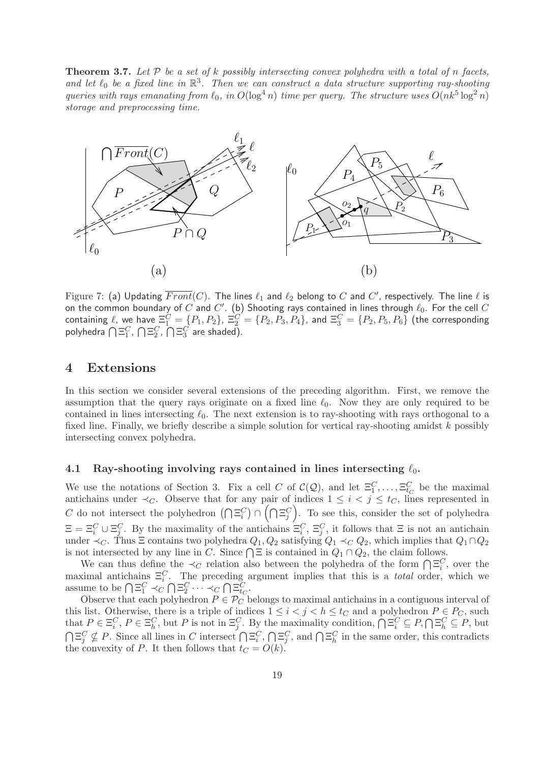**Theorem 3.7.** *Let $\mathcal{P}$ be a set of $k$ possibly intersecting convex polyhedra with a total of $n$ facets, and let $\ell_0$ be a fixed line in $\mathbb{R}^3$. Then we can construct a data structure supporting ray-shooting queries with rays emanating from $\ell_0$, in $O(\log^4 n)$ time per query. The structure uses $O(nk^5 \log^2 n)$ storage and preprocessing time.*

Figure 7: (a) Updating $\overline{Front}(C)$. The lines $\ell_1$ and $\ell_2$ belong to $C$ and $C'$, respectively. The line $\ell$ is on the common boundary of $C$ and $C'$. (b) Shooting rays contained in lines through $\ell_0$. For the cell $C$ containing $\ell$, we have $\Xi_1^C = \{P_1, P_2\}$, $\Xi_2^C = \{P_2, P_3, P_4\}$, and $\Xi_3^C = \{P_2, P_5, P_6\}$ (the corresponding polyhedra $\bigcap \Xi_1^C$, $\bigcap \Xi_2^C$, $\bigcap \Xi_3^C$ are shaded).

# 4 Extensions

In this section we consider several extensions of the preceding algorithm. First, we remove the assumption that the query rays originate on a fixed line $\ell_0$. Now they are only required to be contained in lines intersecting $\ell_0$. The next extension is to ray-shooting with rays orthogonal to a fixed line. Finally, we briefly describe a simple solution for vertical ray-shooting amidst $k$ possibly intersecting convex polyhedra.

## 4.1 Ray-shooting involving rays contained in lines intersecting $\ell_0$.

We use the notations of Section 3. Fix a cell $C$ of $\mathcal{C}(\mathcal{Q})$, and let $\Xi_1^C, \ldots, \Xi_{t_C}^C$ be the maximal antichains under $\prec_C$. Observe that for any pair of indices $1 \le i < j \le t_C$, lines represented in $C$ do not intersect the polyhedron $\left(\bigcap \Xi_i^C\right) \cap \left(\bigcap \Xi_j^C\right)$. To see this, consider the set of polyhedra $\Xi = \Xi_i^C \cup \Xi_j^C$. By the maximality of the antichains $\Xi_i^C$, $\Xi_j^C$, it follows that $\Xi$ is not an antichain under $\prec_C$. Thus $\Xi$ contains two polyhedra $Q_1, Q_2$ satisfying $Q_1 \prec_C Q_2$, which implies that $Q_1 \cap Q_2$ is not intersected by any line in $C$. Since $\bigcap \Xi$ is contained in $Q_1 \cap Q_2$, the claim follows.

We can thus define the $\prec_C$ relation also between the polyhedra of the form $\bigcap \Xi_i^C$, over the maximal antichains $\Xi_i^C$. The preceding argument implies that this is a *total* order, which we assume to be $\bigcap \Xi_1^C \prec_C \bigcap \Xi_2^C \cdots \prec_C \bigcap \Xi_{t_C}^C$.

Observe that each polyhedron $P \in \mathcal{P}_C$ belongs to maximal antichains in a contiguous interval of this list. Otherwise, there is a triple of indices $1 \le i < j < h \le t_C$ and a polyhedron $P \in P_C$, such that $P \in \Xi_i^C$, $P \in \Xi_h^C$, but $P$ is not in $\Xi_j^C$. By the maximality condition, $\bigcap \Xi_i^C \subseteq P, \bigcap \Xi_h^C \subseteq P$, but $\bigcap \Xi_j^C \nsubseteq P$. Since all lines in $C$ intersect $\bigcap \Xi_i^C$, $\bigcap \Xi_j^C$, and $\bigcap \Xi_h^C$ in the same order, this contradicts the convexity of $P$. It then follows that $t_C = O(k)$.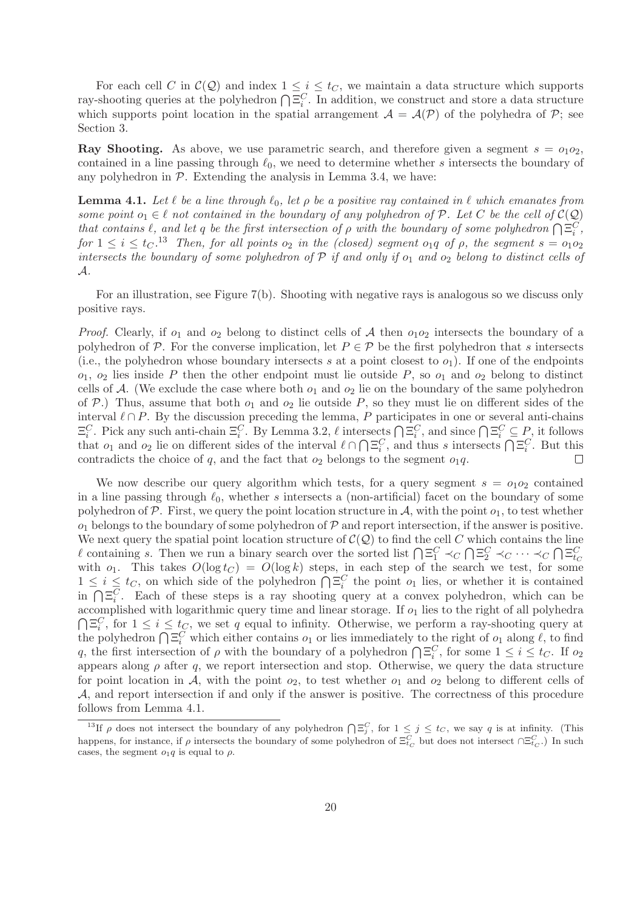For each cell $C$ in $\mathcal{C}(\mathcal{Q})$ and index $1 \leq i \leq t_C$, we maintain a data structure which supports ray-shooting queries at the polyhedron $\bigcap \Xi_i^C$. In addition, we construct and store a data structure which supports point location in the spatial arrangement $\mathcal{A} = \mathcal{A}(\mathcal{P})$ of the polyhedra of $\mathcal{P}$; see Section 3.

**Ray Shooting.** As above, we use parametric search, and therefore given a segment $s = o_1o_2$, contained in a line passing through $\ell_0$, we need to determine whether $s$ intersects the boundary of any polyhedron in $\mathcal{P}$. Extending the analysis in Lemma 3.4, we have:

**Lemma 4.1.** *Let $\ell$ be a line through $\ell_0$, let $\rho$ be a positive ray contained in $\ell$ which emanates from some point $o_1 \in \ell$ not contained in the boundary of any polyhedron of $\mathcal{P}$. Let $C$ be the cell of $\mathcal{C}(\mathcal{Q})$ that contains $\ell$, and let $q$ be the first intersection of $\rho$ with the boundary of some polyhedron $\bigcap \Xi_i^C$, for $1 \leq i \leq t_C$.*[13] *Then, for all points $o_2$ in the (closed) segment $o_1q$ of $\rho$, the segment $s = o_1o_2$ intersects the boundary of some polyhedron of $\mathcal{P}$ if and only if $o_1$ and $o_2$ belong to distinct cells of $\mathcal{A}$.*

For an illustration, see Figure 7(b). Shooting with negative rays is analogous so we discuss only positive rays.

*Proof.* Clearly, if $o_1$ and $o_2$ belong to distinct cells of $\mathcal{A}$ then $o_1o_2$ intersects the boundary of a polyhedron of $\mathcal{P}$. For the converse implication, let $P \in \mathcal{P}$ be the first polyhedron that $s$ intersects (i.e., the polyhedron whose boundary intersects $s$ at a point closest to $o_1$). If one of the endpoints $o_1$, $o_2$ lies inside $P$ then the other endpoint must lie outside $P$, so $o_1$ and $o_2$ belong to distinct cells of $\mathcal{A}$. (We exclude the case where both $o_1$ and $o_2$ lie on the boundary of the same polyhedron of $\mathcal{P}$.) Thus, assume that both $o_1$ and $o_2$ lie outside $P$, so they must lie on different sides of the interval $\ell \cap P$. By the discussion preceding the lemma, $P$ participates in one or several anti-chains $\Xi_i^C$. Pick any such anti-chain $\Xi_i^C$. By Lemma 3.2, $\ell$ intersects $\bigcap \Xi_i^C$, and since $\bigcap \Xi_i^C \subseteq P$, it follows that $o_1$ and $o_2$ lie on different sides of the interval $\ell \cap \bigcap \Xi_i^C$, and thus $s$ intersects $\bigcap \Xi_i^C$. But this contradicts the choice of $q$, and the fact that $o_2$ belongs to the segment $o_1q$. $\square$

We now describe our query algorithm which tests, for a query segment $s = o_1o_2$ contained in a line passing through $\ell_0$, whether $s$ intersects a (non-artificial) facet on the boundary of some polyhedron of $\mathcal{P}$. First, we query the point location structure in $\mathcal{A}$, with the point $o_1$, to test whether $o_1$ belongs to the boundary of some polyhedron of $\mathcal{P}$ and report intersection, if the answer is positive. We next query the spatial point location structure of $\mathcal{C}(\mathcal{Q})$ to find the cell $C$ which contains the line $\ell$ containing $s$. Then we run a binary search over the sorted list $\bigcap \Xi_1^C \prec_C \bigcap \Xi_2^C \prec_C \cdots \prec_C \bigcap \Xi_{t_C}^C$ with $o_1$. This takes $O(\log t_C) = O(\log k)$ steps, in each step of the search we test, for some $1 \leq i \leq t_C$, on which side of the polyhedron $\bigcap \Xi_i^C$ the point $o_1$ lies, or whether it is contained in $\bigcap \Xi_i^C$. Each of these steps is a ray shooting query at a convex polyhedron, which can be accomplished with logarithmic query time and linear storage. If $o_1$ lies to the right of all polyhedra $\bigcap \Xi_i^C$, for $1 \leq i \leq t_C$, we set $q$ equal to infinity. Otherwise, we perform a ray-shooting query at the polyhedron $\bigcap \Xi_i^C$ which either contains $o_1$ or lies immediately to the right of $o_1$ along $\ell$, to find $q$, the first intersection of $\rho$ with the boundary of a polyhedron $\bigcap \Xi_i^C$, for some $1 \leq i \leq t_C$. If $o_2$ appears along $\rho$ after $q$, we report intersection and stop. Otherwise, we query the data structure for point location in $\mathcal{A}$, with the point $o_2$, to test whether $o_1$ and $o_2$ belong to different cells of $\mathcal{A}$, and report intersection if and only if the answer is positive. The correctness of this procedure follows from Lemma 4.1.

---

[13] If $\rho$ does not intersect the boundary of any polyhedron $\bigcap \Xi_j^C$, for $1 \leq j \leq t_C$, we say $q$ is at infinity. (This happens, for instance, if $\rho$ intersects the boundary of some polyhedron of $\Xi_{t_C}^C$ but does not intersect $\cap \Xi_{t_C}^C$.) In such cases, the segment $o_1q$ is equal to $\rho$.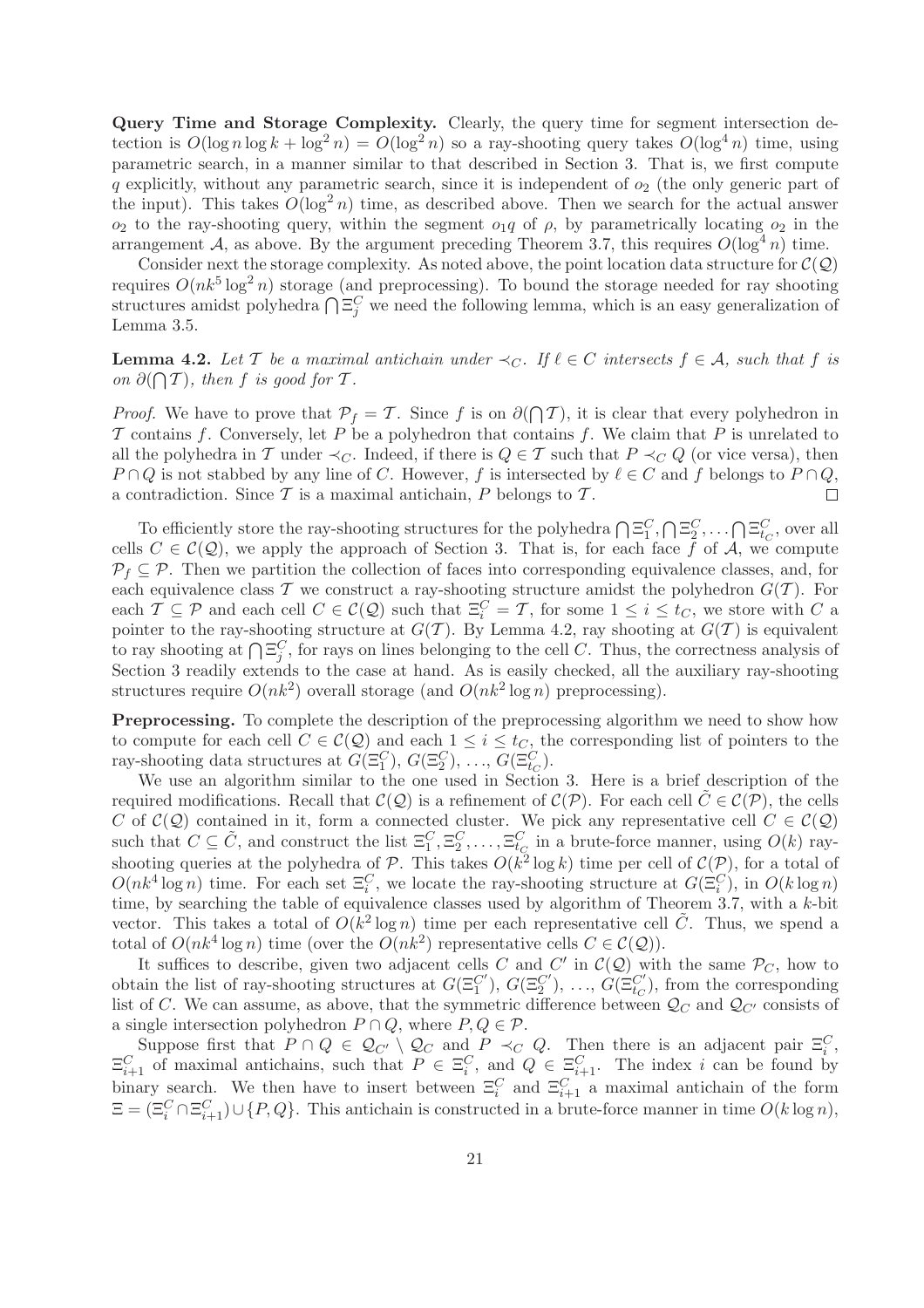**Query Time and Storage Complexity.** Clearly, the query time for segment intersection detection is $O(\log n \log k + \log^2 n) = O(\log^2 n)$ so a ray-shooting query takes $O(\log^4 n)$ time, using parametric search, in a manner similar to that described in Section 3. That is, we first compute $q$ explicitly, without any parametric search, since it is independent of $o_2$ (the only generic part of the input). This takes $O(\log^2 n)$ time, as described above. Then we search for the actual answer $o_2$ to the ray-shooting query, within the segment $o_1 q$ of $\rho$, by parametrically locating $o_2$ in the arrangement $\mathcal{A}$, as above. By the argument preceding Theorem 3.7, this requires $O(\log^4 n)$ time.

Consider next the storage complexity. As noted above, the point location data structure for $\mathcal{C}(\mathcal{Q})$ requires $O(nk^5 \log^2 n)$ storage (and preprocessing). To bound the storage needed for ray shooting structures amidst polyhedra $\bigcap \Xi_j^C$ we need the following lemma, which is an easy generalization of Lemma 3.5.

**Lemma 4.2.** *Let $\mathcal{T}$ be a maximal antichain under $\prec_C$. If $\ell \in C$ intersects $f \in \mathcal{A}$, such that $f$ is on $\partial(\bigcap \mathcal{T})$, then $f$ is good for $\mathcal{T}$.*

*Proof.* We have to prove that $\mathcal{P}_f = \mathcal{T}$. Since $f$ is on $\partial(\bigcap \mathcal{T})$, it is clear that every polyhedron in $\mathcal{T}$ contains $f$. Conversely, let $P$ be a polyhedron that contains $f$. We claim that $P$ is unrelated to all the polyhedra in $\mathcal{T}$ under $\prec_C$. Indeed, if there is $Q \in \mathcal{T}$ such that $P \prec_C Q$ (or vice versa), then $P \cap Q$ is not stabbed by any line of $C$. However, $f$ is intersected by $\ell \in C$ and $f$ belongs to $P \cap Q$, a contradiction. Since $\mathcal{T}$ is a maximal antichain, $P$ belongs to $\mathcal{T}$. $\square$

To efficiently store the ray-shooting structures for the polyhedra $\bigcap \Xi_1^C, \bigcap \Xi_2^C, \ldots \bigcap \Xi_{t_C}^C$, over all cells $C \in \mathcal{C}(\mathcal{Q})$, we apply the approach of Section 3. That is, for each face $f$ of $\mathcal{A}$, we compute $\mathcal{P}_f \subseteq \mathcal{P}$. Then we partition the collection of faces into corresponding equivalence classes, and, for each equivalence class $\mathcal{T}$ we construct a ray-shooting structure amidst the polyhedron $G(\mathcal{T})$. For each $\mathcal{T} \subseteq \mathcal{P}$ and each cell $C \in \mathcal{C}(\mathcal{Q})$ such that $\Xi_i^C = \mathcal{T}$, for some $1 \le i \le t_C$, we store with $C$ a pointer to the ray-shooting structure at $G(\mathcal{T})$. By Lemma 4.2, ray shooting at $G(\mathcal{T})$ is equivalent to ray shooting at $\bigcap \Xi_j^C$, for rays on lines belonging to the cell $C$. Thus, the correctness analysis of Section 3 readily extends to the case at hand. As is easily checked, all the auxiliary ray-shooting structures require $O(nk^2)$ overall storage (and $O(nk^2 \log n)$ preprocessing).

**Preprocessing.** To complete the description of the preprocessing algorithm we need to show how to compute for each cell $C \in \mathcal{C}(\mathcal{Q})$ and each $1 \le i \le t_C$, the corresponding list of pointers to the ray-shooting data structures at $G(\Xi_1^C)$, $G(\Xi_2^C)$, $\ldots$, $G(\Xi_{t_C}^C)$.

We use an algorithm similar to the one used in Section 3. Here is a brief description of the required modifications. Recall that $\mathcal{C}(\mathcal{Q})$ is a refinement of $\mathcal{C}(\mathcal{P})$. For each cell $\tilde{C} \in \mathcal{C}(\mathcal{P})$, the cells $C$ of $\mathcal{C}(\mathcal{Q})$ contained in it, form a connected cluster. We pick any representative cell $C \in \mathcal{C}(\mathcal{Q})$ such that $C \subseteq \tilde{C}$, and construct the list $\Xi_1^C, \Xi_2^C, \ldots, \Xi_{t_C}^C$ in a brute-force manner, using $O(k)$ ray-shooting queries at the polyhedra of $\mathcal{P}$. This takes $O(k^2 \log k)$ time per cell of $\mathcal{C}(\mathcal{P})$, for a total of $O(nk^4 \log n)$ time. For each set $\Xi_i^C$, we locate the ray-shooting structure at $G(\Xi_i^C)$, in $O(k \log n)$ time, by searching the table of equivalence classes used by algorithm of Theorem 3.7, with a $k$-bit vector. This takes a total of $O(k^2 \log n)$ time per each representative cell $\tilde{C}$. Thus, we spend a total of $O(nk^4 \log n)$ time (over the $O(nk^2)$ representative cells $C \in \mathcal{C}(\mathcal{Q})$).

It suffices to describe, given two adjacent cells $C$ and $C'$ in $\mathcal{C}(\mathcal{Q})$ with the same $\mathcal{P}_C$, how to obtain the list of ray-shooting structures at $G(\Xi_1^{C'})$, $G(\Xi_2^{C'})$, $\ldots$, $G(\Xi_{t_C}^{C'})$, from the corresponding list of $C$. We can assume, as above, that the symmetric difference between $\mathcal{Q}_C$ and $\mathcal{Q}_{C'}$ consists of a single intersection polyhedron $P \cap Q$, where $P, Q \in \mathcal{P}$.

Suppose first that $P \cap Q \in \mathcal{Q}_{C'} \setminus \mathcal{Q}_C$ and $P \prec_C Q$. Then there is an adjacent pair $\Xi_i^C$, $\Xi_{i+1}^C$ of maximal antichains, such that $P \in \Xi_i^C$, and $Q \in \Xi_{i+1}^C$. The index $i$ can be found by binary search. We then have to insert between $\Xi_i^C$ and $\Xi_{i+1}^C$ a maximal antichain of the form $\Xi = (\Xi_i^C \cap \Xi_{i+1}^C) \cup \{P, Q\}$. This antichain is constructed in a brute-force manner in time $O(k \log n)$,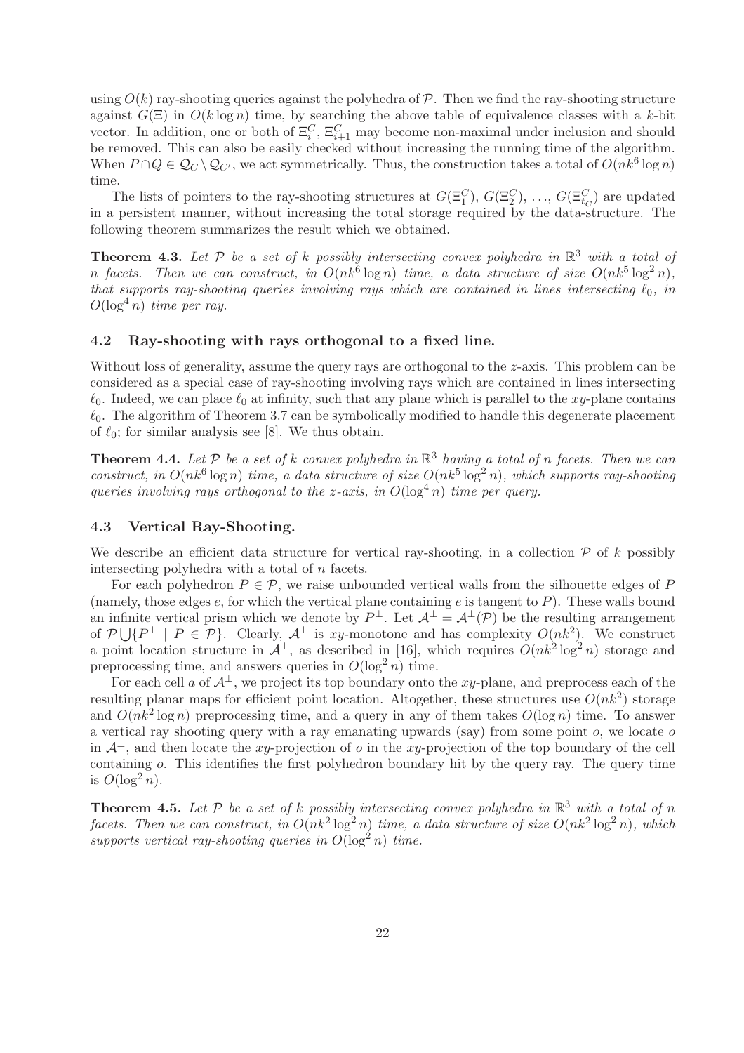using $O(k)$ ray-shooting queries against the polyhedra of $\mathcal{P}$. Then we find the ray-shooting structure against $G(\Xi)$ in $O(k \log n)$ time, by searching the above table of equivalence classes with a $k$-bit vector. In addition, one or both of $\Xi_i^C$, $\Xi_{i+1}^C$ may become non-maximal under inclusion and should be removed. This can also be easily checked without increasing the running time of the algorithm. When $P \cap Q \in \mathcal{Q}_C \setminus \mathcal{Q}_{C'}$, we act symmetrically. Thus, the construction takes a total of $O(nk^6 \log n)$ time.

The lists of pointers to the ray-shooting structures at $G(\Xi_1^C)$, $G(\Xi_2^C)$, ..., $G(\Xi_{t_C}^C)$ are updated in a persistent manner, without increasing the total storage required by the data-structure. The following theorem summarizes the result which we obtained.

**Theorem 4.3.** *Let $\mathcal{P}$ be a set of $k$ possibly intersecting convex polyhedra in $\mathbb{R}^3$ with a total of $n$ facets. Then we can construct, in $O(nk^6 \log n)$ time, a data structure of size $O(nk^5 \log^2 n)$, that supports ray-shooting queries involving rays which are contained in lines intersecting $\ell_0$, in $O(\log^4 n)$ time per ray.*

### 4.2 Ray-shooting with rays orthogonal to a fixed line.

Without loss of generality, assume the query rays are orthogonal to the $z$-axis. This problem can be considered as a special case of ray-shooting involving rays which are contained in lines intersecting $\ell_0$. Indeed, we can place $\ell_0$ at infinity, such that any plane which is parallel to the $xy$-plane contains $\ell_0$. The algorithm of Theorem 3.7 can be symbolically modified to handle this degenerate placement of $\ell_0$; for similar analysis see [8]. We thus obtain.

**Theorem 4.4.** *Let $\mathcal{P}$ be a set of $k$ convex polyhedra in $\mathbb{R}^3$ having a total of $n$ facets. Then we can construct, in $O(nk^6 \log n)$ time, a data structure of size $O(nk^5 \log^2 n)$, which supports ray-shooting queries involving rays orthogonal to the $z$-axis, in $O(\log^4 n)$ time per query.*

### 4.3 Vertical Ray-Shooting.

We describe an efficient data structure for vertical ray-shooting, in a collection $\mathcal{P}$ of $k$ possibly intersecting polyhedra with a total of $n$ facets.

For each polyhedron $P \in \mathcal{P}$, we raise unbounded vertical walls from the silhouette edges of $P$ (namely, those edges $e$, for which the vertical plane containing $e$ is tangent to $P$). These walls bound an infinite vertical prism which we denote by $P^\perp$. Let $\mathcal{A}^\perp = \mathcal{A}^\perp(\mathcal{P})$ be the resulting arrangement of $\mathcal{P} \bigcup \{P^\perp \mid P \in \mathcal{P}\}$. Clearly, $\mathcal{A}^\perp$ is $xy$-monotone and has complexity $O(nk^2)$. We construct a point location structure in $\mathcal{A}^\perp$, as described in [16], which requires $O(nk^2 \log^2 n)$ storage and preprocessing time, and answers queries in $O(\log^2 n)$ time.

For each cell $a$ of $\mathcal{A}^\perp$, we project its top boundary onto the $xy$-plane, and preprocess each of the resulting planar maps for efficient point location. Altogether, these structures use $O(nk^2)$ storage and $O(nk^2 \log n)$ preprocessing time, and a query in any of them takes $O(\log n)$ time. To answer a vertical ray shooting query with a ray emanating upwards (say) from some point $o$, we locate $o$ in $\mathcal{A}^\perp$, and then locate the $xy$-projection of $o$ in the $xy$-projection of the top boundary of the cell containing $o$. This identifies the first polyhedron boundary hit by the query ray. The query time is $O(\log^2 n)$.

**Theorem 4.5.** *Let $\mathcal{P}$ be a set of $k$ possibly intersecting convex polyhedra in $\mathbb{R}^3$ with a total of $n$ facets. Then we can construct, in $O(nk^2 \log^2 n)$ time, a data structure of size $O(nk^2 \log^2 n)$, which supports vertical ray-shooting queries in $O(\log^2 n)$ time.*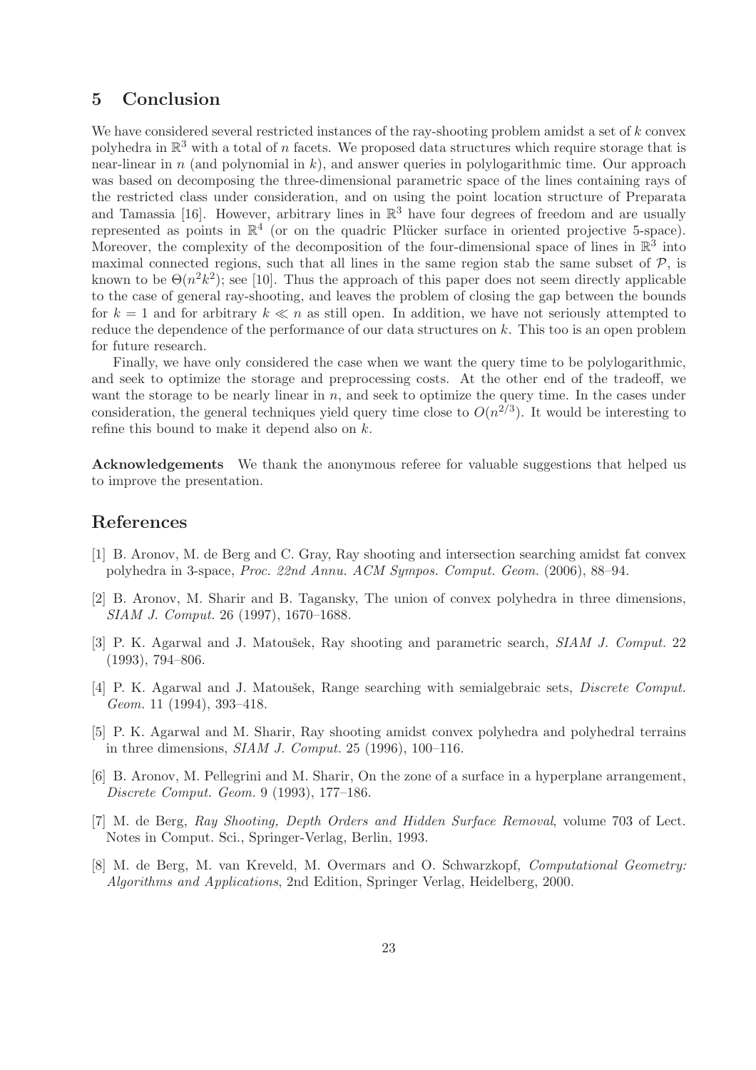## 5 Conclusion

We have considered several restricted instances of the ray-shooting problem amidst a set of $k$ convex polyhedra in $\mathbb{R}^3$ with a total of $n$ facets. We proposed data structures which require storage that is near-linear in $n$ (and polynomial in $k$), and answer queries in polylogarithmic time. Our approach was based on decomposing the three-dimensional parametric space of the lines containing rays of the restricted class under consideration, and on using the point location structure of Preparata and Tamassia [16]. However, arbitrary lines in $\mathbb{R}^3$ have four degrees of freedom and are usually represented as points in $\mathbb{R}^4$ (or on the quadric Plücker surface in oriented projective 5-space). Moreover, the complexity of the decomposition of the four-dimensional space of lines in $\mathbb{R}^3$ into maximal connected regions, such that all lines in the same region stab the same subset of $\mathcal{P}$, is known to be $\Theta(n^2k^2)$; see [10]. Thus the approach of this paper does not seem directly applicable to the case of general ray-shooting, and leaves the problem of closing the gap between the bounds for $k = 1$ and for arbitrary $k \ll n$ as still open. In addition, we have not seriously attempted to reduce the dependence of the performance of our data structures on $k$. This too is an open problem for future research.

Finally, we have only considered the case when we want the query time to be polylogarithmic, and seek to optimize the storage and preprocessing costs. At the other end of the tradeoff, we want the storage to be nearly linear in $n$, and seek to optimize the query time. In the cases under consideration, the general techniques yield query time close to $O(n^{2/3})$. It would be interesting to refine this bound to make it depend also on $k$.

**Acknowledgements** We thank the anonymous referee for valuable suggestions that helped us to improve the presentation.

## References

[1] B. Aronov, M. de Berg and C. Gray, Ray shooting and intersection searching amidst fat convex polyhedra in 3-space, *Proc. 22nd Annu. ACM Sympos. Comput. Geom.* (2006), 88–94.

[2] B. Aronov, M. Sharir and B. Tagansky, The union of convex polyhedra in three dimensions, *SIAM J. Comput.* 26 (1997), 1670–1688.

[3] P. K. Agarwal and J. Matoušek, Ray shooting and parametric search, *SIAM J. Comput.* 22 (1993), 794–806.

[4] P. K. Agarwal and J. Matoušek, Range searching with semialgebraic sets, *Discrete Comput. Geom.* 11 (1994), 393–418.

[5] P. K. Agarwal and M. Sharir, Ray shooting amidst convex polyhedra and polyhedral terrains in three dimensions, *SIAM J. Comput.* 25 (1996), 100–116.

[6] B. Aronov, M. Pellegrini and M. Sharir, On the zone of a surface in a hyperplane arrangement, *Discrete Comput. Geom.* 9 (1993), 177–186.

[7] M. de Berg, *Ray Shooting, Depth Orders and Hidden Surface Removal*, volume 703 of Lect. Notes in Comput. Sci., Springer-Verlag, Berlin, 1993.

[8] M. de Berg, M. van Kreveld, M. Overmars and O. Schwarzkopf, *Computational Geometry: Algorithms and Applications*, 2nd Edition, Springer Verlag, Heidelberg, 2000.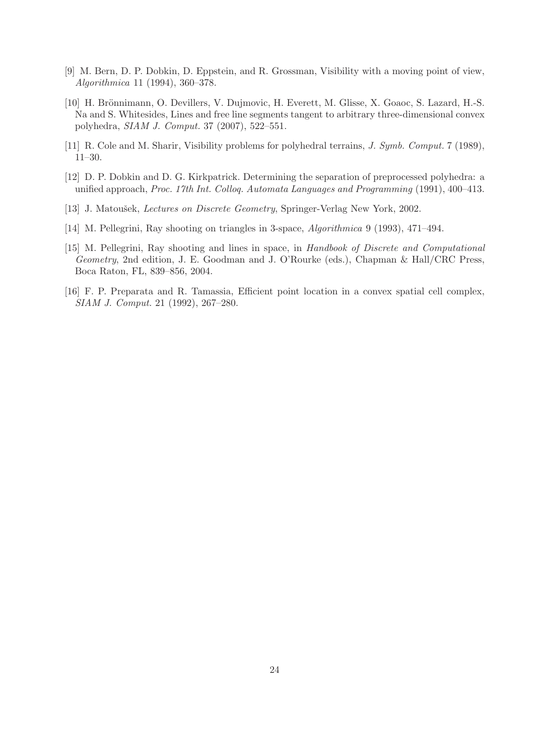[9] M. Bern, D. P. Dobkin, D. Eppstein, and R. Grossman, Visibility with a moving point of view, *Algorithmica* 11 (1994), 360–378.

[10] H. Brönnimann, O. Devillers, V. Dujmovic, H. Everett, M. Glisse, X. Goaoc, S. Lazard, H.-S. Na and S. Whitesides, Lines and free line segments tangent to arbitrary three-dimensional convex polyhedra, *SIAM J. Comput.* 37 (2007), 522–551.

[11] R. Cole and M. Sharir, Visibility problems for polyhedral terrains, *J. Symb. Comput.* 7 (1989), 11–30.

[12] D. P. Dobkin and D. G. Kirkpatrick. Determining the separation of preprocessed polyhedra: a unified approach, *Proc. 17th Int. Colloq. Automata Languages and Programming* (1991), 400–413.

[13] J. Matoušek, *Lectures on Discrete Geometry*, Springer-Verlag New York, 2002.

[14] M. Pellegrini, Ray shooting on triangles in 3-space, *Algorithmica* 9 (1993), 471–494.

[15] M. Pellegrini, Ray shooting and lines in space, in *Handbook of Discrete and Computational Geometry*, 2nd edition, J. E. Goodman and J. O'Rourke (eds.), Chapman & Hall/CRC Press, Boca Raton, FL, 839–856, 2004.

[16] F. P. Preparata and R. Tamassia, Efficient point location in a convex spatial cell complex, *SIAM J. Comput.* 21 (1992), 267–280.